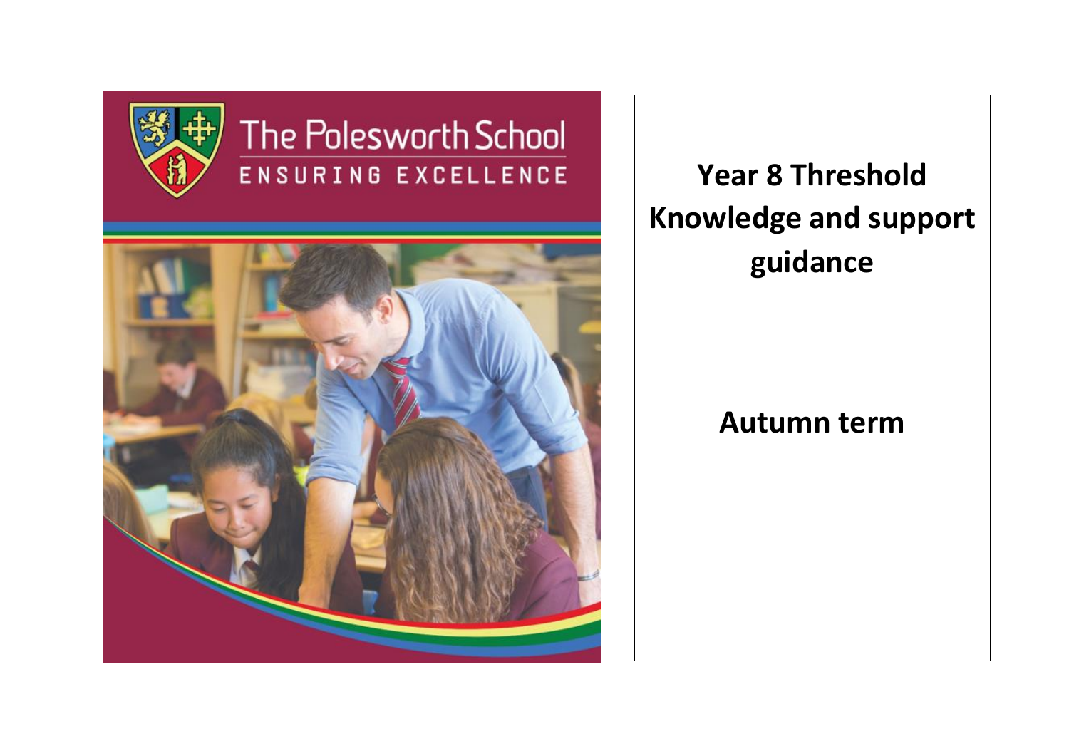The Polesworth School

ENSURING EXCELLENCE

# Year 8 Threshold Knowledge and support guidance

## Autumn term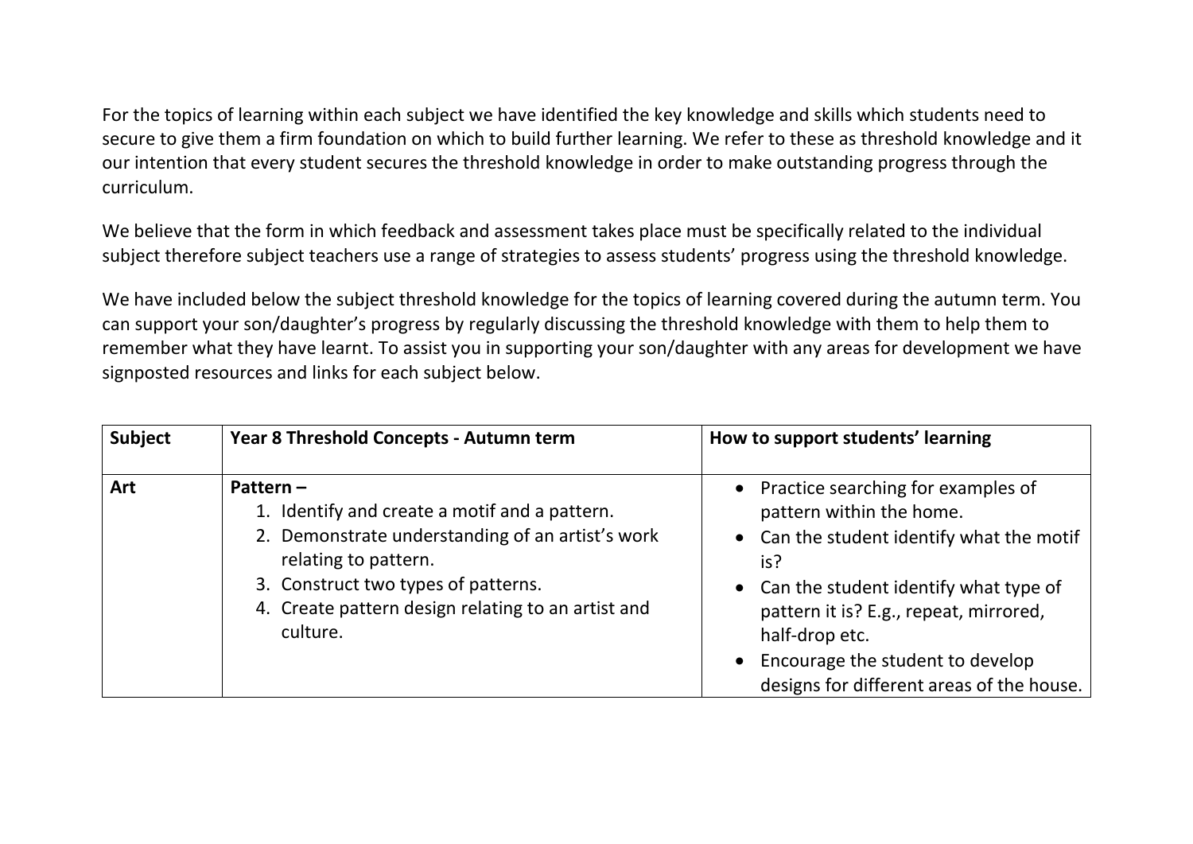For the topics of learning within each subject we have identified the key knowledge and skills which students need to secure to give them a firm foundation on which to build further learning. We refer to these as threshold knowledge and it our intention that every student secures the threshold knowledge in order to make outstanding progress through the curriculum.

We believe that the form in which feedback and assessment takes place must be specifically related to the individual subject therefore subject teachers use a range of strategies to assess students' progress using the threshold knowledge.

We have included below the subject threshold knowledge for the topics of learning covered during the autumn term. You can support your son/daughter's progress by regularly discussing the threshold knowledge with them to help them to remember what they have learnt. To assist you in supporting your son/daughter with any areas for development we have signposted resources and links for each subject below.

| **Subject** | **Year 8 Threshold Concepts - Autumn term** | **How to support students' learning** |
| --- | --- | --- |
| **Art** | **Pattern –**<br>1. Identify and create a motif and a pattern.<br>2. Demonstrate understanding of an artist's work relating to pattern.<br>3. Construct two types of patterns.<br>4. Create pattern design relating to an artist and culture. | • Practice searching for examples of pattern within the home.<br>• Can the student identify what the motif is?<br>• Can the student identify what type of pattern it is? E.g., repeat, mirrored, half-drop etc.<br>• Encourage the student to develop designs for different areas of the house. |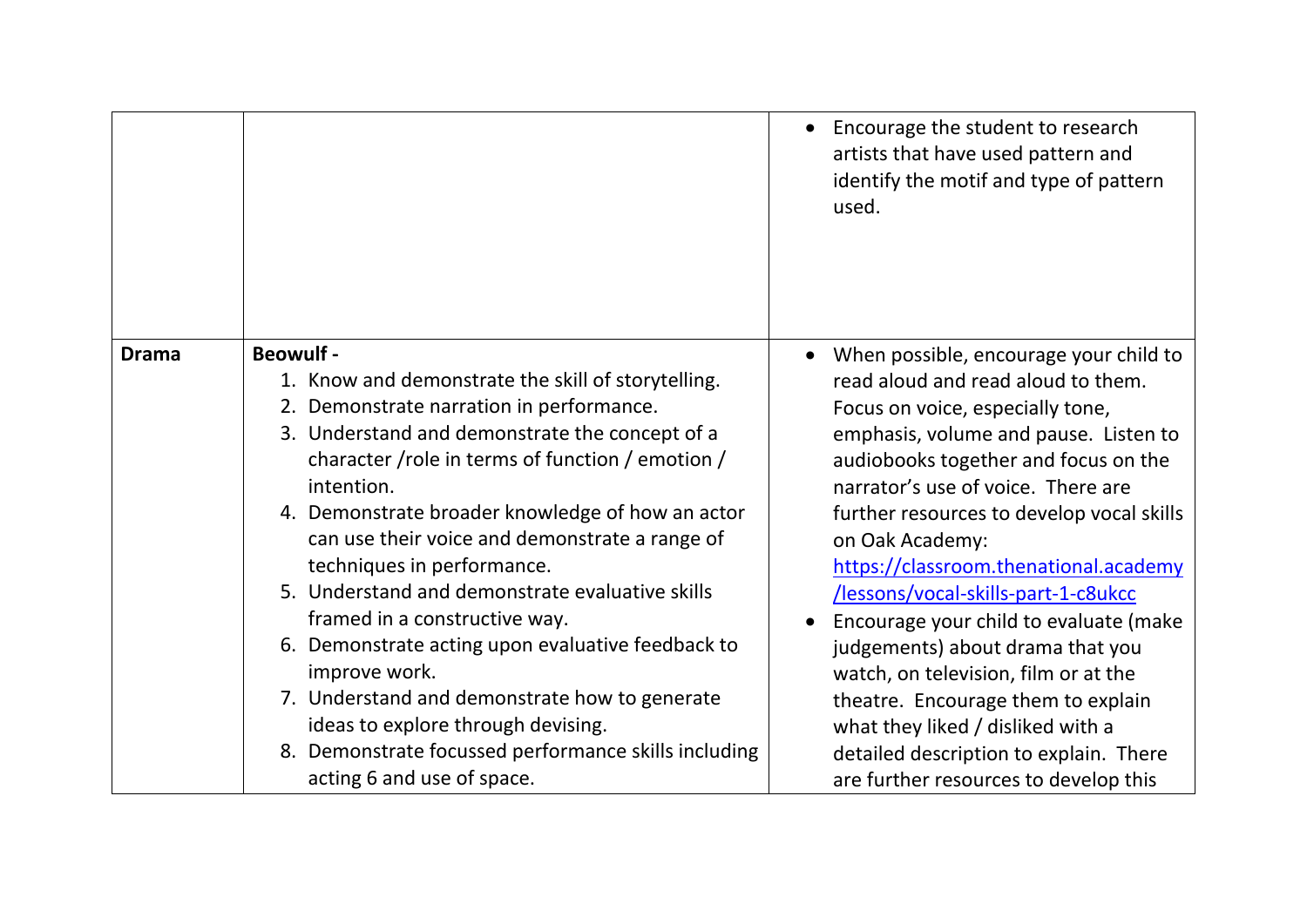| | | |
|---|---|---|
| | | <ul><li>Encourage the student to research artists that have used pattern and identify the motif and type of pattern used.</li></ul> |
| **Drama** | **Beowulf -**<br>1. Know and demonstrate the skill of storytelling.<br>2. Demonstrate narration in performance.<br>3. Understand and demonstrate the concept of a character /role in terms of function / emotion / intention.<br>4. Demonstrate broader knowledge of how an actor can use their voice and demonstrate a range of techniques in performance.<br>5. Understand and demonstrate evaluative skills framed in a constructive way.<br>6. Demonstrate acting upon evaluative feedback to improve work.<br>7. Understand and demonstrate how to generate ideas to explore through devising.<br>8. Demonstrate focussed performance skills including acting 6 and use of space. | <ul><li>When possible, encourage your child to read aloud and read aloud to them. Focus on voice, especially tone, emphasis, volume and pause. Listen to audiobooks together and focus on the narrator's use of voice. There are further resources to develop vocal skills on Oak Academy: [https://classroom.thenational.academy/lessons/vocal-skills-part-1-c8ukcc](https://classroom.thenational.academy/lessons/vocal-skills-part-1-c8ukcc)</li><li>Encourage your child to evaluate (make judgements) about drama that you watch, on television, film or at the theatre. Encourage them to explain what they liked / disliked with a detailed description to explain. There are further resources to develop this</li></ul> |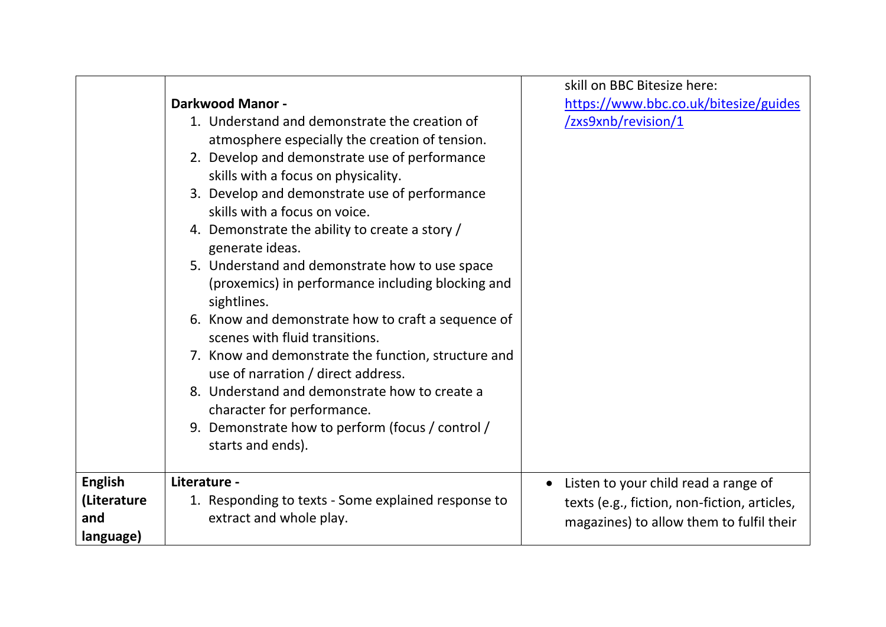| | | |
|---|---|---|
| | **Darkwood Manor -**<br>1. Understand and demonstrate the creation of atmosphere especially the creation of tension.<br>2. Develop and demonstrate use of performance skills with a focus on physicality.<br>3. Develop and demonstrate use of performance skills with a focus on voice.<br>4. Demonstrate the ability to create a story / generate ideas.<br>5. Understand and demonstrate how to use space (proxemics) in performance including blocking and sightlines.<br>6. Know and demonstrate how to craft a sequence of scenes with fluid transitions.<br>7. Know and demonstrate the function, structure and use of narration / direct address.<br>8. Understand and demonstrate how to create a character for performance.<br>9. Demonstrate how to perform (focus / control / starts and ends). | skill on BBC Bitesize here: [https://www.bbc.co.uk/bitesize/guides/zxs9xnb/revision/1](https://www.bbc.co.uk/bitesize/guides/zxs9xnb/revision/1) |
| **English (Literature and language)** | **Literature -**<br>1. Responding to texts - Some explained response to extract and whole play. | • Listen to your child read a range of texts (e.g., fiction, non-fiction, articles, magazines) to allow them to fulfil their |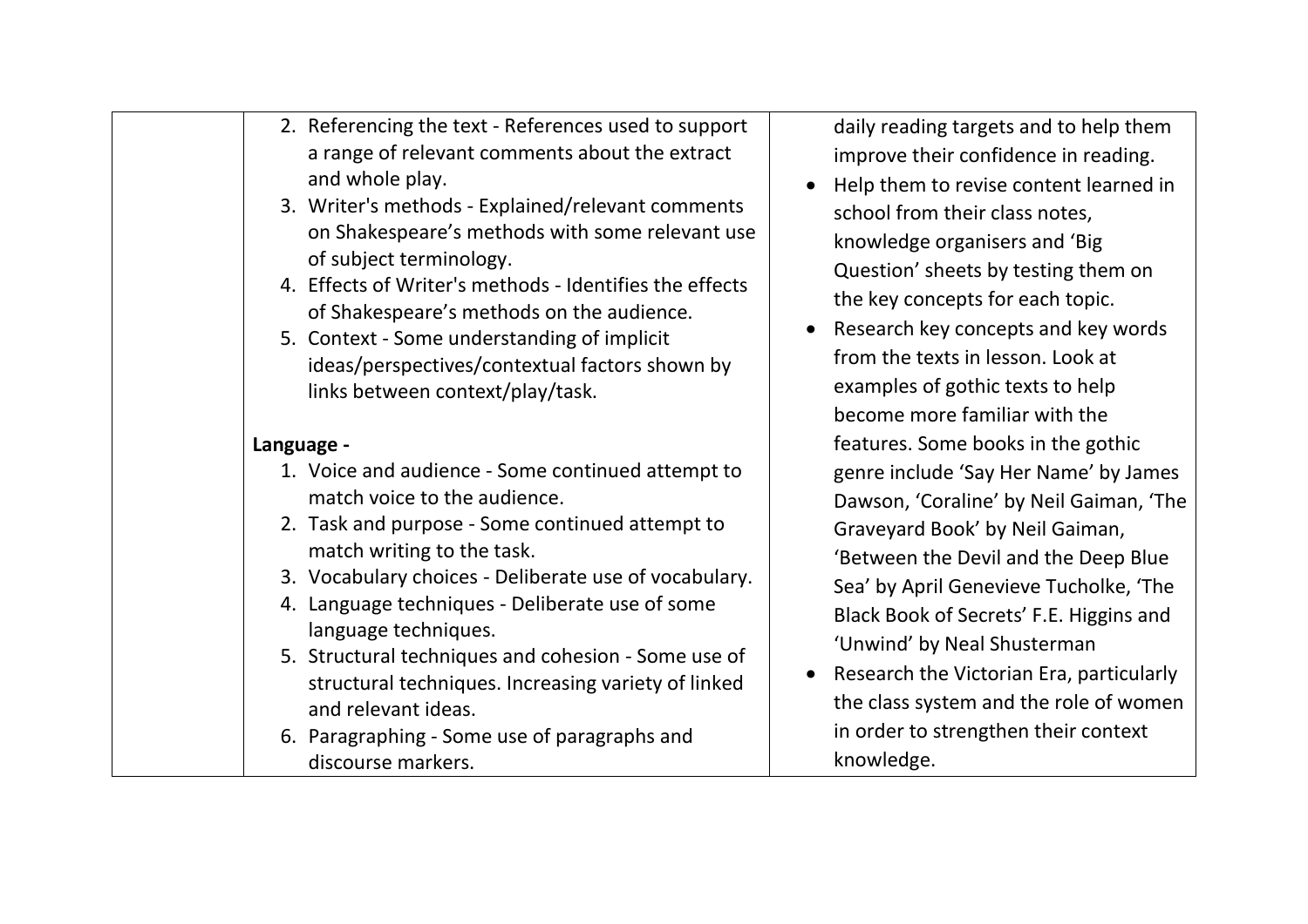| | | |
|---|---|---|
| | 2. Referencing the text - References used to support a range of relevant comments about the extract and whole play.<br>3. Writer's methods - Explained/relevant comments on Shakespeare's methods with some relevant use of subject terminology.<br>4. Effects of Writer's methods - Identifies the effects of Shakespeare's methods on the audience.<br>5. Context - Some understanding of implicit ideas/perspectives/contextual factors shown by links between context/play/task.<br><br>**Language -**<br>1. Voice and audience - Some continued attempt to match voice to the audience.<br>2. Task and purpose - Some continued attempt to match writing to the task.<br>3. Vocabulary choices - Deliberate use of vocabulary.<br>4. Language techniques - Deliberate use of some language techniques.<br>5. Structural techniques and cohesion - Some use of structural techniques. Increasing variety of linked and relevant ideas.<br>6. Paragraphing - Some use of paragraphs and discourse markers. | daily reading targets and to help them improve their confidence in reading.<br>• Help them to revise content learned in school from their class notes, knowledge organisers and 'Big Question' sheets by testing them on the key concepts for each topic.<br>• Research key concepts and key words from the texts in lesson. Look at examples of gothic texts to help become more familiar with the features. Some books in the gothic genre include 'Say Her Name' by James Dawson, 'Coraline' by Neil Gaiman, 'The Graveyard Book' by Neil Gaiman, 'Between the Devil and the Deep Blue Sea' by April Genevieve Tucholke, 'The Black Book of Secrets' F.E. Higgins and 'Unwind' by Neal Shusterman<br>• Research the Victorian Era, particularly the class system and the role of women in order to strengthen their context knowledge. |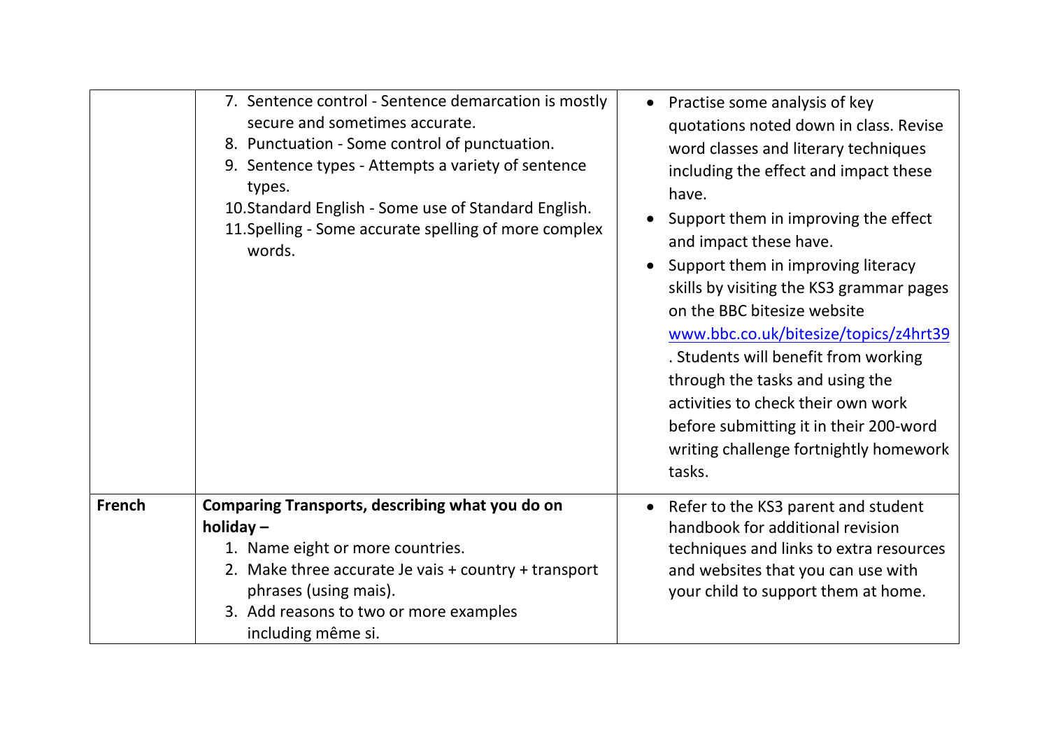| | | |
|---|---|---|
| | 7. Sentence control - Sentence demarcation is mostly secure and sometimes accurate.<br>8. Punctuation - Some control of punctuation.<br>9. Sentence types - Attempts a variety of sentence types.<br>10. Standard English - Some use of Standard English.<br>11. Spelling - Some accurate spelling of more complex words. | • Practise some analysis of key quotations noted down in class. Revise word classes and literary techniques including the effect and impact these have.<br>• Support them in improving the effect and impact these have.<br>• Support them in improving literacy skills by visiting the KS3 grammar pages on the BBC bitesize website [www.bbc.co.uk/bitesize/topics/z4hrt39](www.bbc.co.uk/bitesize/topics/z4hrt39). Students will benefit from working through the tasks and using the activities to check their own work before submitting it in their 200-word writing challenge fortnightly homework tasks. |
| **French** | **Comparing Transports, describing what you do on holiday –**<br>1. Name eight or more countries.<br>2. Make three accurate Je vais + country + transport phrases (using mais).<br>3. Add reasons to two or more examples including même si. | • Refer to the KS3 parent and student handbook for additional revision techniques and links to extra resources and websites that you can use with your child to support them at home. |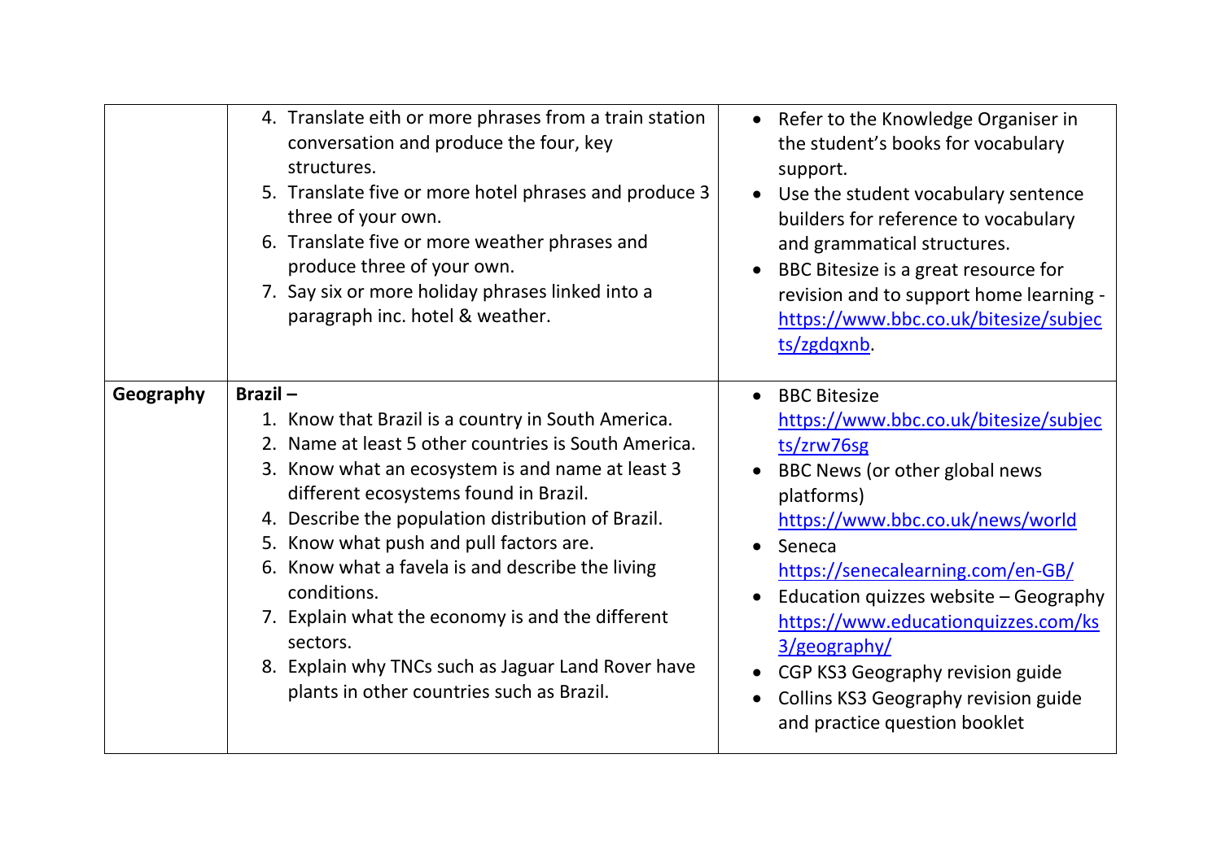| | | |
|---|---|---|
| | 4. Translate eith or more phrases from a train station conversation and produce the four, key structures.<br>5. Translate five or more hotel phrases and produce 3 three of your own.<br>6. Translate five or more weather phrases and produce three of your own.<br>7. Say six or more holiday phrases linked into a paragraph inc. hotel & weather. | • Refer to the Knowledge Organiser in the student's books for vocabulary support.<br>• Use the student vocabulary sentence builders for reference to vocabulary and grammatical structures.<br>• BBC Bitesize is a great resource for revision and to support home learning - [https://www.bbc.co.uk/bitesize/subjects/zgdqxnb](https://www.bbc.co.uk/bitesize/subjects/zgdqxnb). |
| **Geography** | **Brazil –**<br>1. Know that Brazil is a country in South America.<br>2. Name at least 5 other countries is South America.<br>3. Know what an ecosystem is and name at least 3 different ecosystems found in Brazil.<br>4. Describe the population distribution of Brazil.<br>5. Know what push and pull factors are.<br>6. Know what a favela is and describe the living conditions.<br>7. Explain what the economy is and the different sectors.<br>8. Explain why TNCs such as Jaguar Land Rover have plants in other countries such as Brazil. | • BBC Bitesize [https://www.bbc.co.uk/bitesize/subjects/zrw76sg](https://www.bbc.co.uk/bitesize/subjects/zrw76sg)<br>• BBC News (or other global news platforms) [https://www.bbc.co.uk/news/world](https://www.bbc.co.uk/news/world)<br>• Seneca [https://senecalearning.com/en-GB/](https://senecalearning.com/en-GB/)<br>• Education quizzes website – Geography [https://www.educationquizzes.com/ks3/geography/](https://www.educationquizzes.com/ks3/geography/)<br>• CGP KS3 Geography revision guide<br>• Collins KS3 Geography revision guide and practice question booklet |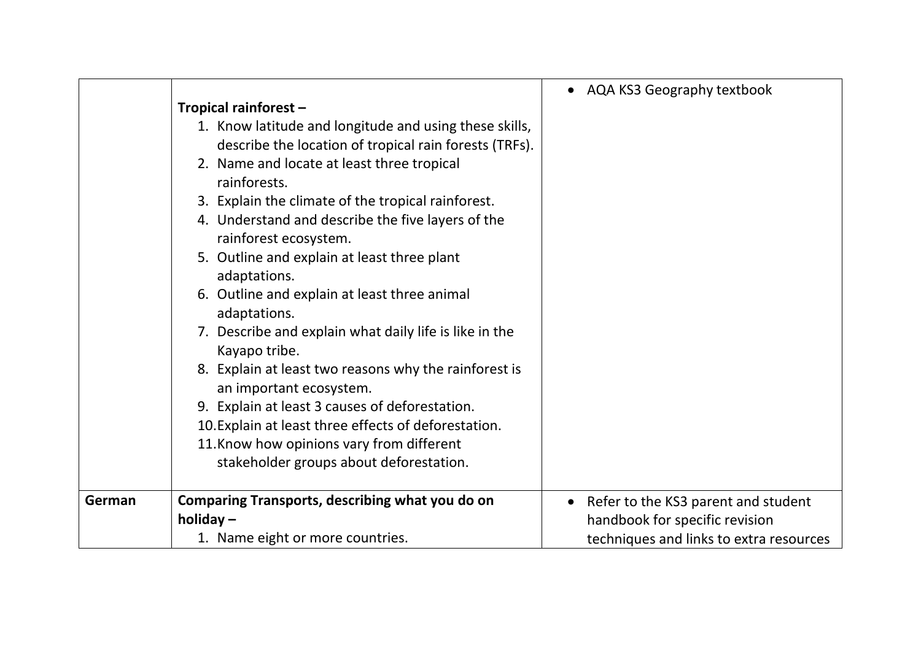|  |  |  |
| --- | --- | --- |
|  | **Tropical rainforest –**<br>1. Know latitude and longitude and using these skills, describe the location of tropical rain forests (TRFs).<br>2. Name and locate at least three tropical rainforests.<br>3. Explain the climate of the tropical rainforest.<br>4. Understand and describe the five layers of the rainforest ecosystem.<br>5. Outline and explain at least three plant adaptations.<br>6. Outline and explain at least three animal adaptations.<br>7. Describe and explain what daily life is like in the Kayapo tribe.<br>8. Explain at least two reasons why the rainforest is an important ecosystem.<br>9. Explain at least 3 causes of deforestation.<br>10. Explain at least three effects of deforestation.<br>11. Know how opinions vary from different stakeholder groups about deforestation. | • AQA KS3 Geography textbook |
| **German** | **Comparing Transports, describing what you do on holiday –**<br>1. Name eight or more countries. | • Refer to the KS3 parent and student handbook for specific revision techniques and links to extra resources |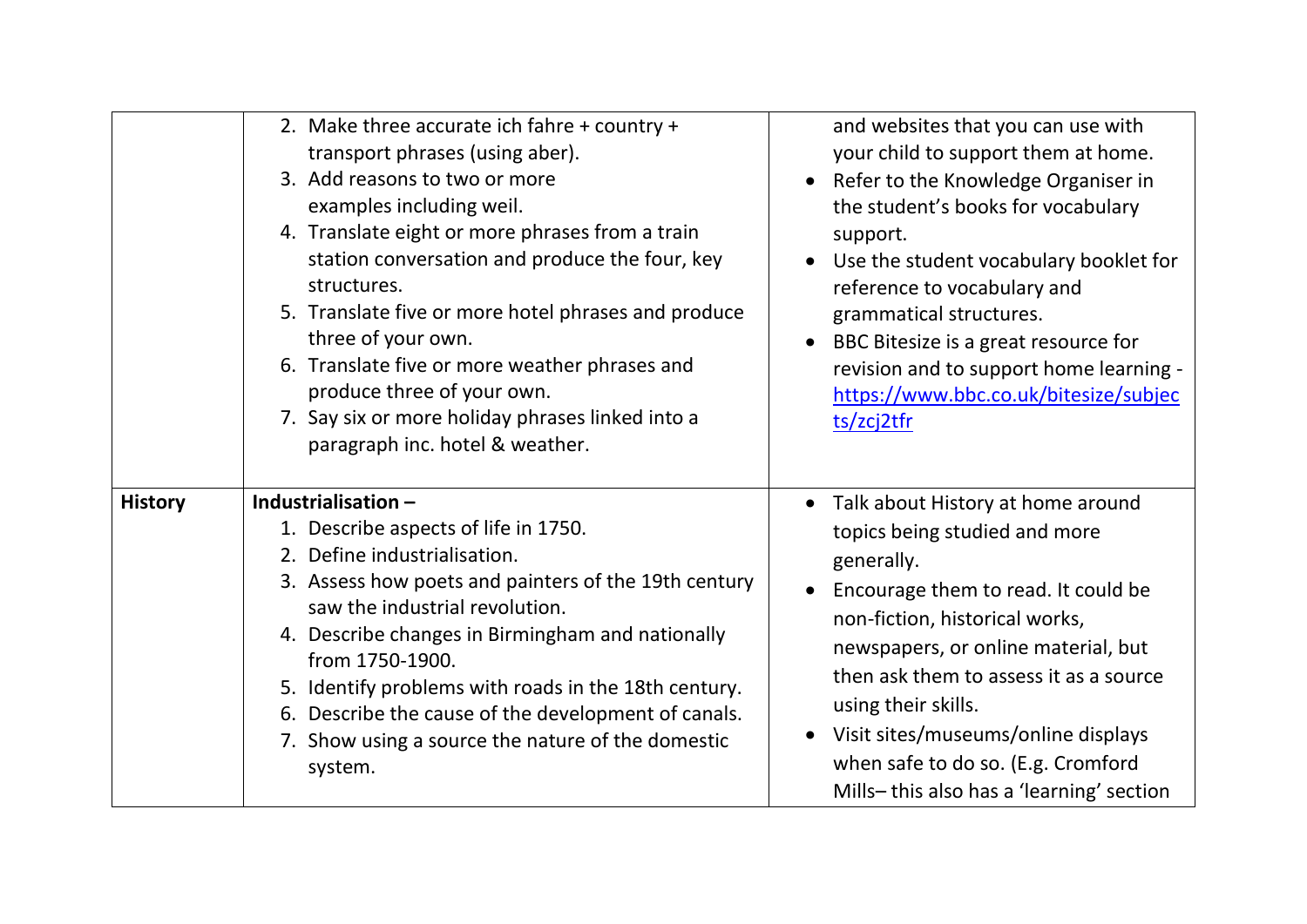| | | |
|---|---|---|
| | 2. Make three accurate ich fahre + country + transport phrases (using aber).<br>3. Add reasons to two or more examples including weil.<br>4. Translate eight or more phrases from a train station conversation and produce the four, key structures.<br>5. Translate five or more hotel phrases and produce three of your own.<br>6. Translate five or more weather phrases and produce three of your own.<br>7. Say six or more holiday phrases linked into a paragraph inc. hotel & weather. | and websites that you can use with your child to support them at home.<br>• Refer to the Knowledge Organiser in the student's books for vocabulary support.<br>• Use the student vocabulary booklet for reference to vocabulary and grammatical structures.<br>• BBC Bitesize is a great resource for revision and to support home learning - https://www.bbc.co.uk/bitesize/subjects/zcj2tfr |
| **History** | **Industrialisation –**<br>1. Describe aspects of life in 1750.<br>2. Define industrialisation.<br>3. Assess how poets and painters of the 19th century saw the industrial revolution.<br>4. Describe changes in Birmingham and nationally from 1750-1900.<br>5. Identify problems with roads in the 18th century.<br>6. Describe the cause of the development of canals.<br>7. Show using a source the nature of the domestic system. | • Talk about History at home around topics being studied and more generally.<br>• Encourage them to read. It could be non-fiction, historical works, newspapers, or online material, but then ask them to assess it as a source using their skills.<br>• Visit sites/museums/online displays when safe to do so. (E.g. Cromford Mills– this also has a 'learning' section |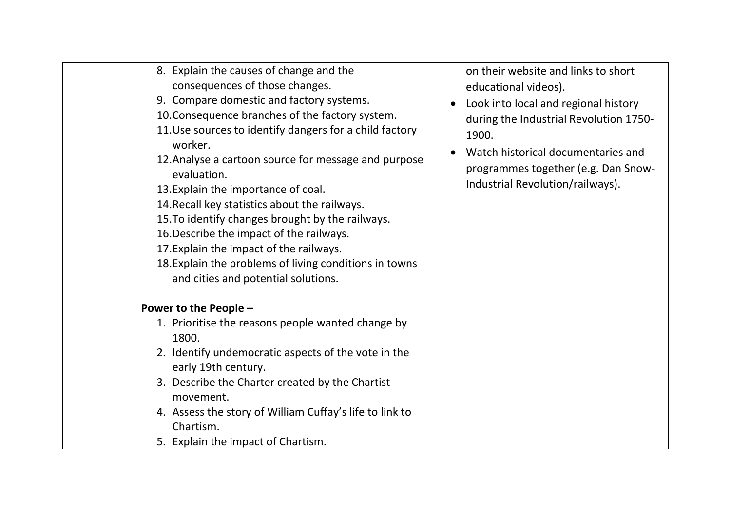| | | |
|---|---|---|
| | 8. Explain the causes of change and the consequences of those changes.<br>9. Compare domestic and factory systems.<br>10. Consequence branches of the factory system.<br>11. Use sources to identify dangers for a child factory worker.<br>12. Analyse a cartoon source for message and purpose evaluation.<br>13. Explain the importance of coal.<br>14. Recall key statistics about the railways.<br>15. To identify changes brought by the railways.<br>16. Describe the impact of the railways.<br>17. Explain the impact of the railways.<br>18. Explain the problems of living conditions in towns and cities and potential solutions.<br><br>**Power to the People –**<br>1. Prioritise the reasons people wanted change by 1800.<br>2. Identify undemocratic aspects of the vote in the early 19th century.<br>3. Describe the Charter created by the Chartist movement.<br>4. Assess the story of William Cuffay's life to link to Chartism.<br>5. Explain the impact of Chartism. | on their website and links to short educational videos).<br>• Look into local and regional history during the Industrial Revolution 1750-1900.<br>• Watch historical documentaries and programmes together (e.g. Dan Snow-Industrial Revolution/railways). |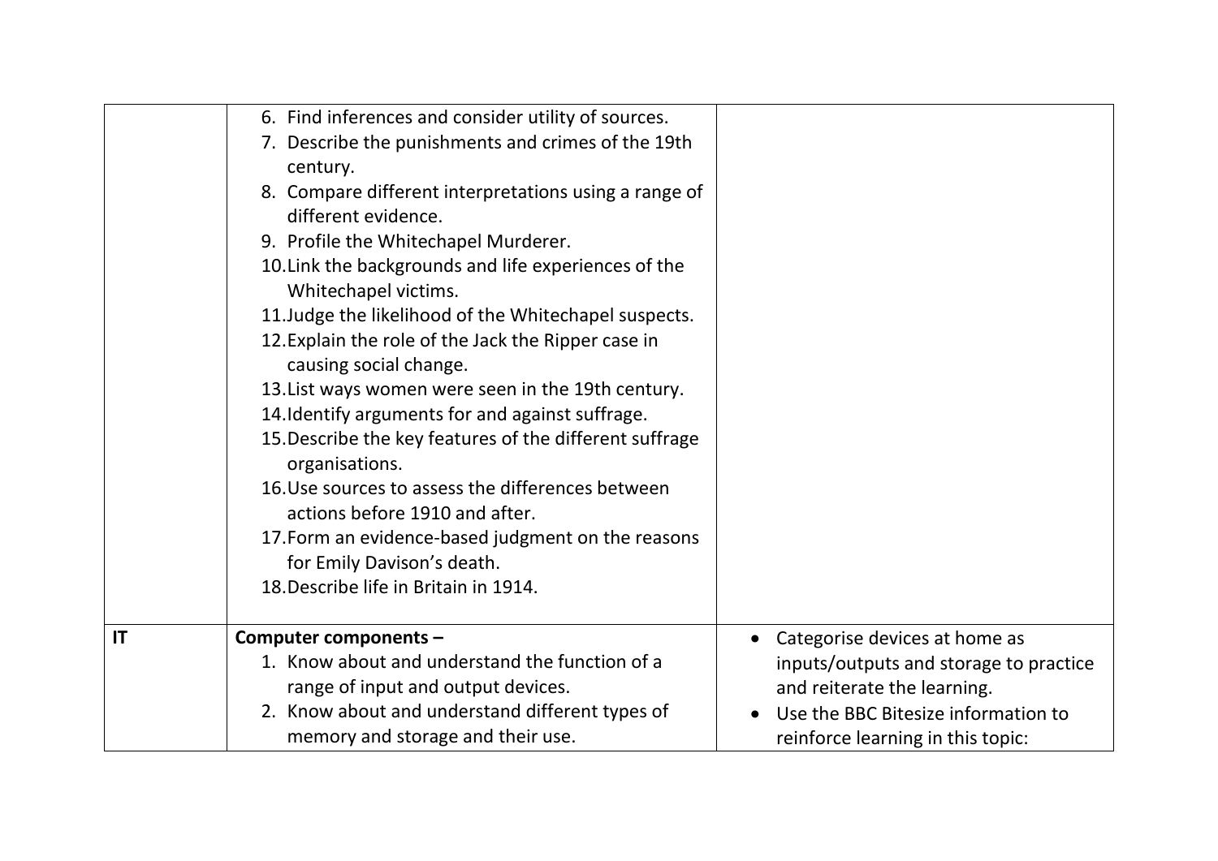| | | |
|---|---|---|
| | 6. Find inferences and consider utility of sources.<br>7. Describe the punishments and crimes of the 19th century.<br>8. Compare different interpretations using a range of different evidence.<br>9. Profile the Whitechapel Murderer.<br>10. Link the backgrounds and life experiences of the Whitechapel victims.<br>11. Judge the likelihood of the Whitechapel suspects.<br>12. Explain the role of the Jack the Ripper case in causing social change.<br>13. List ways women were seen in the 19th century.<br>14. Identify arguments for and against suffrage.<br>15. Describe the key features of the different suffrage organisations.<br>16. Use sources to assess the differences between actions before 1910 and after.<br>17. Form an evidence-based judgment on the reasons for Emily Davison's death.<br>18. Describe life in Britain in 1914. | |
| **IT** | **Computer components –**<br>1. Know about and understand the function of a range of input and output devices.<br>2. Know about and understand different types of memory and storage and their use. | • Categorise devices at home as inputs/outputs and storage to practice and reiterate the learning.<br>• Use the BBC Bitesize information to reinforce learning in this topic: |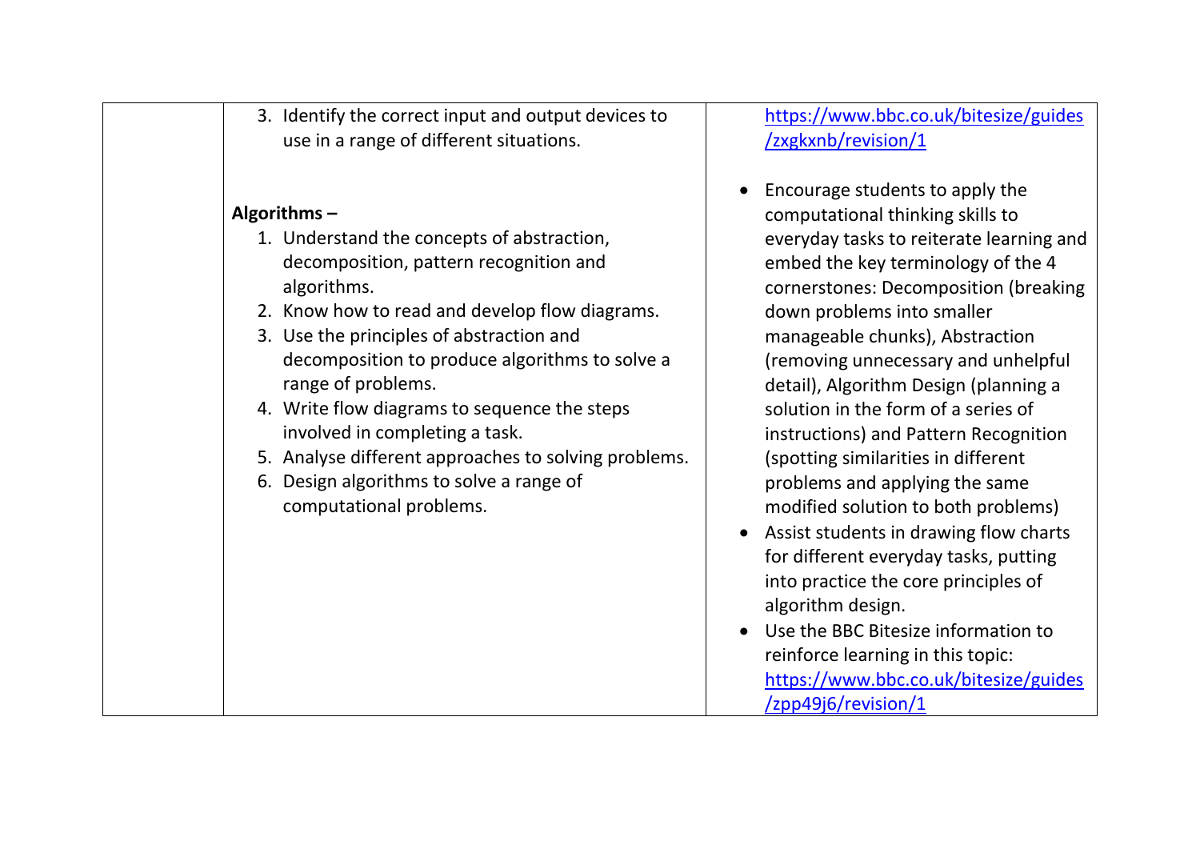| | | |
|---|---|---|
| | 3. Identify the correct input and output devices to use in a range of different situations.<br><br>**Algorithms –**<br>1. Understand the concepts of abstraction, decomposition, pattern recognition and algorithms.<br>2. Know how to read and develop flow diagrams.<br>3. Use the principles of abstraction and decomposition to produce algorithms to solve a range of problems.<br>4. Write flow diagrams to sequence the steps involved in completing a task.<br>5. Analyse different approaches to solving problems.<br>6. Design algorithms to solve a range of computational problems. | https://www.bbc.co.uk/bitesize/guides/zxgkxnb/revision/1<br><br>• Encourage students to apply the computational thinking skills to everyday tasks to reiterate learning and embed the key terminology of the 4 cornerstones: Decomposition (breaking down problems into smaller manageable chunks), Abstraction (removing unnecessary and unhelpful detail), Algorithm Design (planning a solution in the form of a series of instructions) and Pattern Recognition (spotting similarities in different problems and applying the same modified solution to both problems)<br>• Assist students in drawing flow charts for different everyday tasks, putting into practice the core principles of algorithm design.<br>• Use the BBC Bitesize information to reinforce learning in this topic: https://www.bbc.co.uk/bitesize/guides/zpp49j6/revision/1 |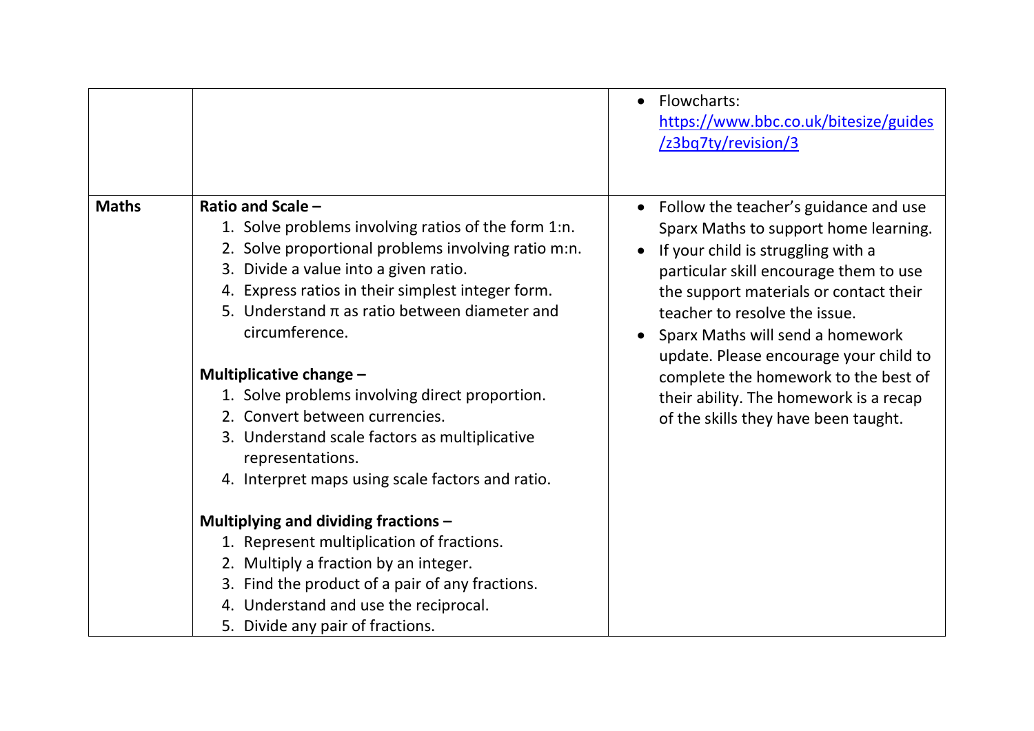| | | |
|---|---|---|
| | | • Flowcharts: [https://www.bbc.co.uk/bitesize/guides/z3bq7ty/revision/3](https://www.bbc.co.uk/bitesize/guides/z3bq7ty/revision/3) |
| **Maths** | **Ratio and Scale –**<br>1. Solve problems involving ratios of the form 1:n.<br>2. Solve proportional problems involving ratio m:n.<br>3. Divide a value into a given ratio.<br>4. Express ratios in their simplest integer form.<br>5. Understand π as ratio between diameter and circumference.<br><br>**Multiplicative change –**<br>1. Solve problems involving direct proportion.<br>2. Convert between currencies.<br>3. Understand scale factors as multiplicative representations.<br>4. Interpret maps using scale factors and ratio.<br><br>**Multiplying and dividing fractions –**<br>1. Represent multiplication of fractions.<br>2. Multiply a fraction by an integer.<br>3. Find the product of a pair of any fractions.<br>4. Understand and use the reciprocal.<br>5. Divide any pair of fractions. | • Follow the teacher's guidance and use Sparx Maths to support home learning.<br>• If your child is struggling with a particular skill encourage them to use the support materials or contact their teacher to resolve the issue.<br>• Sparx Maths will send a homework update. Please encourage your child to complete the homework to the best of their ability. The homework is a recap of the skills they have been taught. |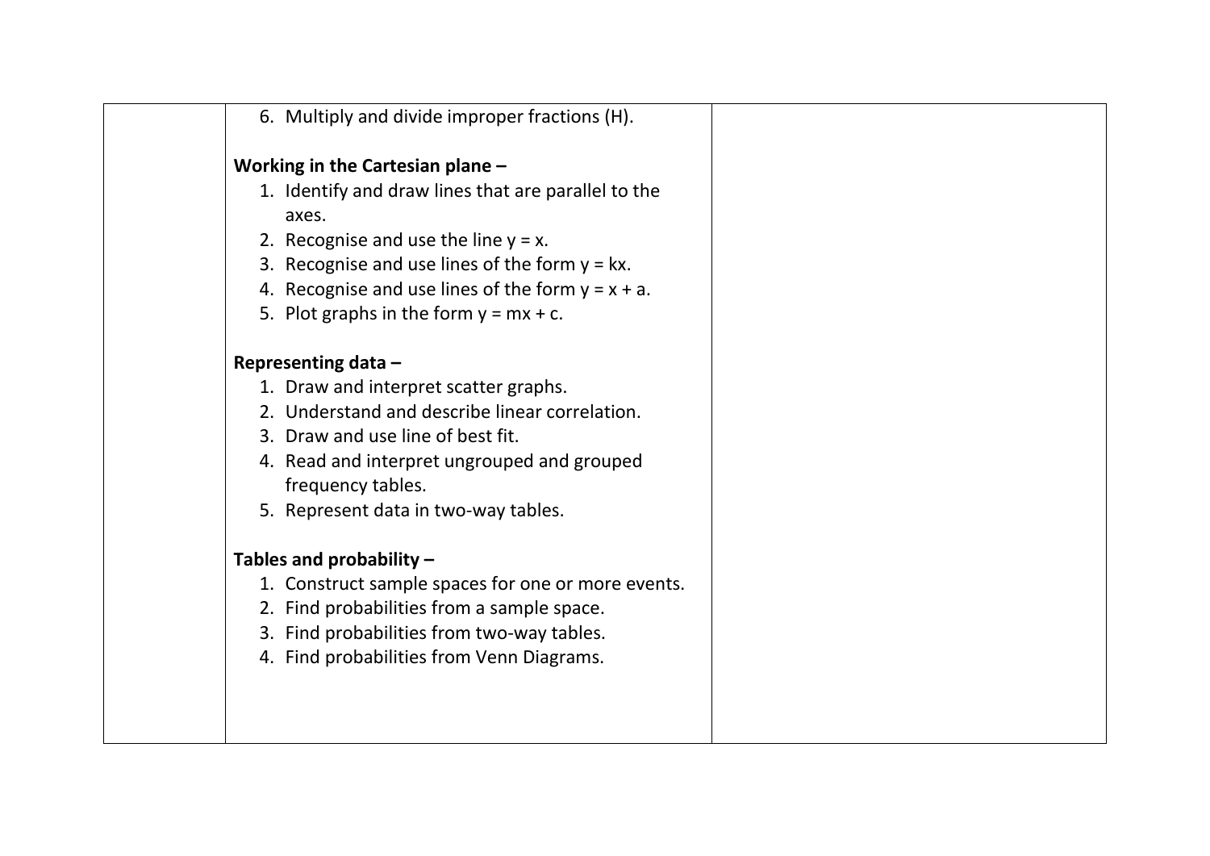| | | |
|---|---|---|
| | 6. Multiply and divide improper fractions (H).<br><br>**Working in the Cartesian plane –**<br>1. Identify and draw lines that are parallel to the axes.<br>2. Recognise and use the line $y = x$.<br>3. Recognise and use lines of the form $y = kx$.<br>4. Recognise and use lines of the form $y = x + a$.<br>5. Plot graphs in the form $y = mx + c$.<br><br>**Representing data –**<br>1. Draw and interpret scatter graphs.<br>2. Understand and describe linear correlation.<br>3. Draw and use line of best fit.<br>4. Read and interpret ungrouped and grouped frequency tables.<br>5. Represent data in two-way tables.<br><br>**Tables and probability –**<br>1. Construct sample spaces for one or more events.<br>2. Find probabilities from a sample space.<br>3. Find probabilities from two-way tables.<br>4. Find probabilities from Venn Diagrams. | |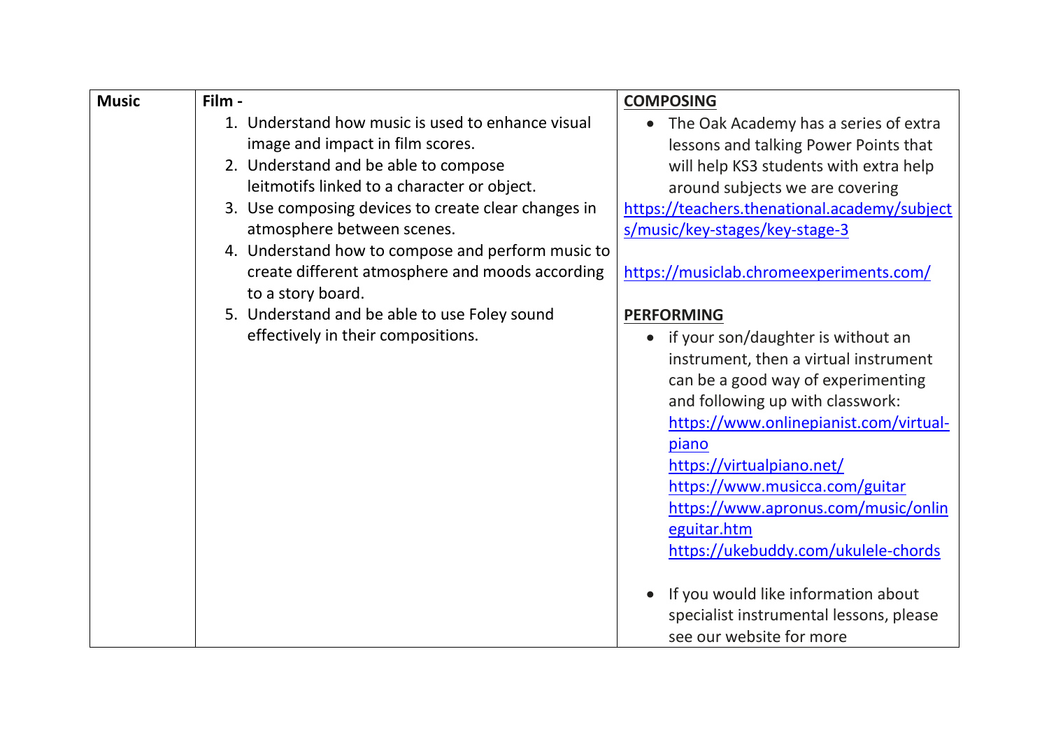| **Music** | **Film -**<br>1. Understand how music is used to enhance visual image and impact in film scores.<br>2. Understand and be able to compose leitmotifs linked to a character or object.<br>3. Use composing devices to create clear changes in atmosphere between scenes.<br>4. Understand how to compose and perform music to create different atmosphere and moods according to a story board.<br>5. Understand and be able to use Foley sound effectively in their compositions. | **COMPOSING**<br>• The Oak Academy has a series of extra lessons and talking Power Points that will help KS3 students with extra help around subjects we are covering<br>https://teachers.thenational.academy/subjects/music/key-stages/key-stage-3<br><br>https://musiclab.chromeexperiments.com/<br><br>**PERFORMING**<br>• if your son/daughter is without an instrument, then a virtual instrument can be a good way of experimenting and following up with classwork:<br>https://www.onlinepianist.com/virtual-piano<br>https://virtualpiano.net/<br>https://www.musicca.com/guitar<br>https://www.apronus.com/music/onlineguitar.htm<br>https://ukebuddy.com/ukulele-chords<br><br>• If you would like information about specialist instrumental lessons, please see our website for more |
|---|---|---|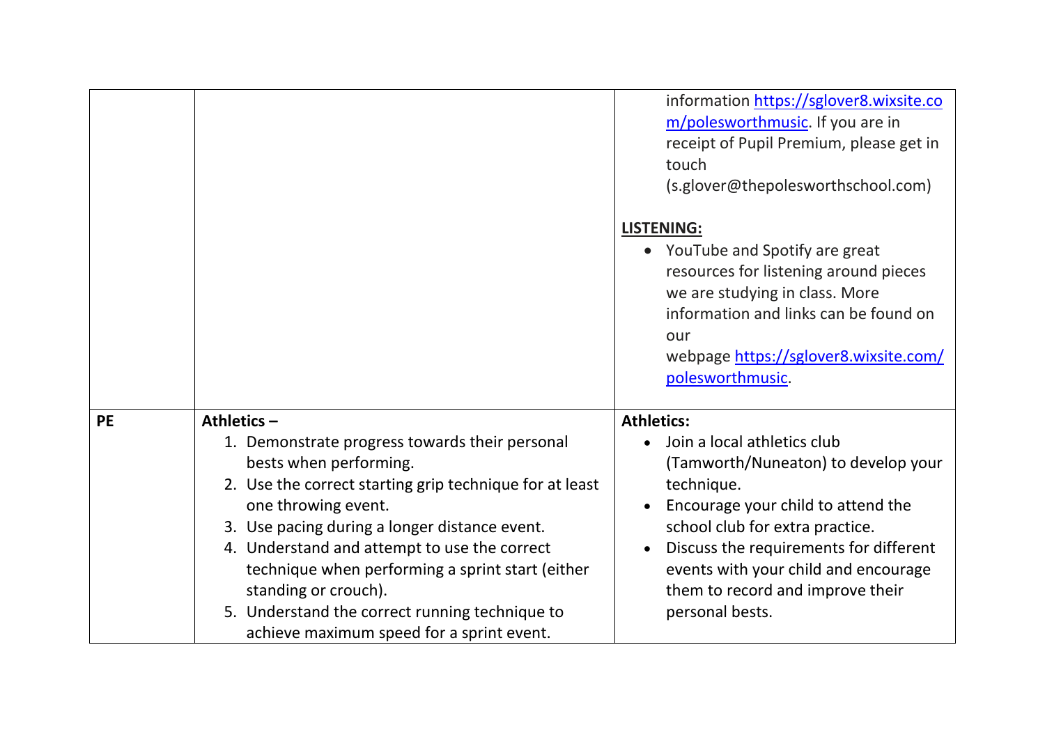| | | |
|---|---|---|
| | | information [https://sglover8.wixsite.com/polesworthmusic](https://sglover8.wixsite.com/polesworthmusic). If you are in receipt of Pupil Premium, please get in touch (s.glover@thepolesworthschool.com)<br><br>**LISTENING:**<br>• YouTube and Spotify are great resources for listening around pieces we are studying in class. More information and links can be found on our webpage [https://sglover8.wixsite.com/polesworthmusic](https://sglover8.wixsite.com/polesworthmusic). |
| **PE** | **Athletics –**<br>1. Demonstrate progress towards their personal bests when performing.<br>2. Use the correct starting grip technique for at least one throwing event.<br>3. Use pacing during a longer distance event.<br>4. Understand and attempt to use the correct technique when performing a sprint start (either standing or crouch).<br>5. Understand the correct running technique to achieve maximum speed for a sprint event. | **Athletics:**<br>• Join a local athletics club (Tamworth/Nuneaton) to develop your technique.<br>• Encourage your child to attend the school club for extra practice.<br>• Discuss the requirements for different events with your child and encourage them to record and improve their personal bests. |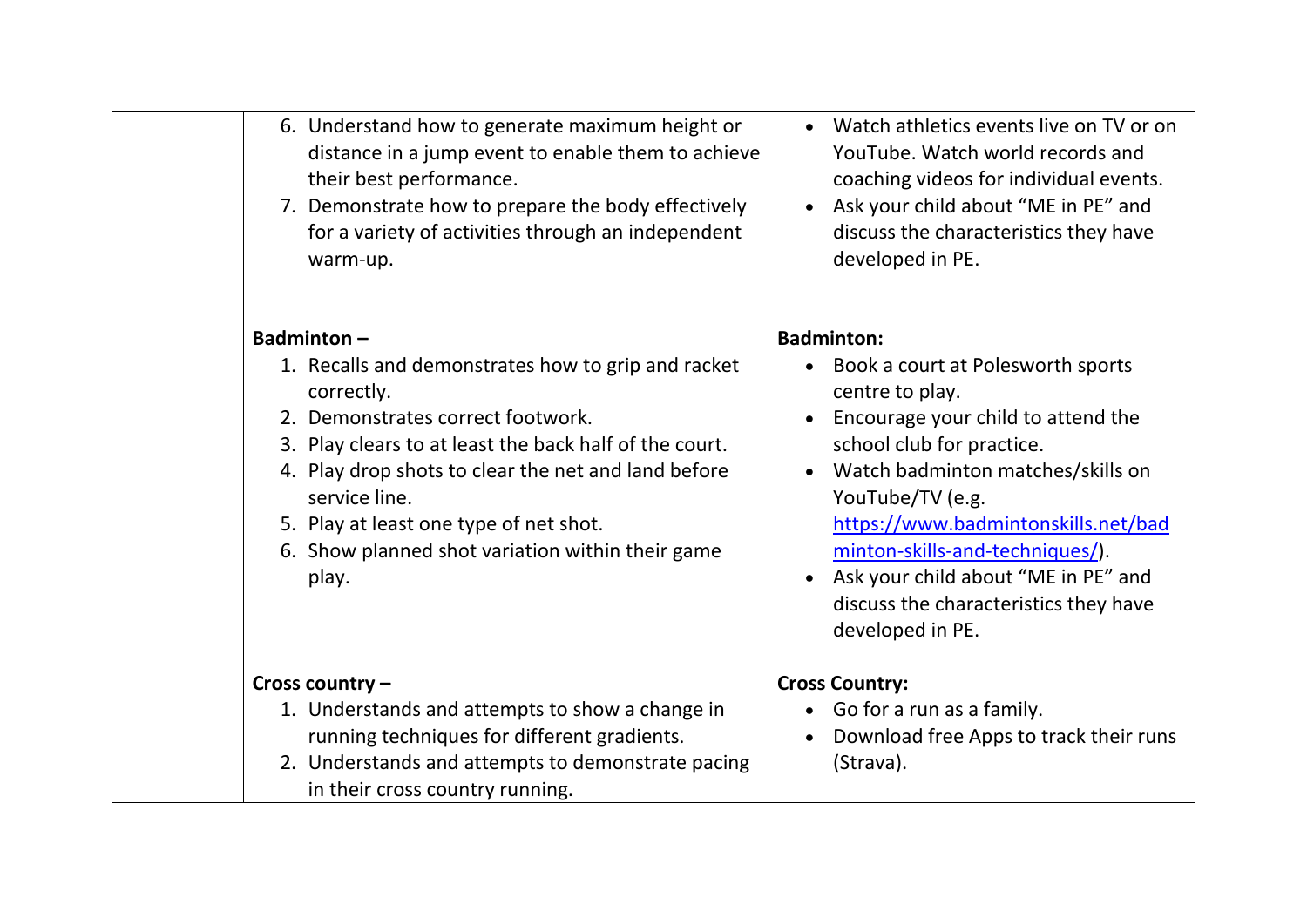| | | |
|---|---|---|
| | 6. Understand how to generate maximum height or distance in a jump event to enable them to achieve their best performance.<br>7. Demonstrate how to prepare the body effectively for a variety of activities through an independent warm-up. | • Watch athletics events live on TV or on YouTube. Watch world records and coaching videos for individual events.<br>• Ask your child about "ME in PE" and discuss the characteristics they have developed in PE. |
| | **Badminton –**<br>1. Recalls and demonstrates how to grip and racket correctly.<br>2. Demonstrates correct footwork.<br>3. Play clears to at least the back half of the court.<br>4. Play drop shots to clear the net and land before service line.<br>5. Play at least one type of net shot.<br>6. Show planned shot variation within their game play. | **Badminton:**<br>• Book a court at Polesworth sports centre to play.<br>• Encourage your child to attend the school club for practice.<br>• Watch badminton matches/skills on YouTube/TV (e.g. [https://www.badmintonskills.net/badminton-skills-and-techniques/](https://www.badmintonskills.net/badminton-skills-and-techniques/)).<br>• Ask your child about "ME in PE" and discuss the characteristics they have developed in PE. |
| | **Cross country –**<br>1. Understands and attempts to show a change in running techniques for different gradients.<br>2. Understands and attempts to demonstrate pacing in their cross country running. | **Cross Country:**<br>• Go for a run as a family.<br>• Download free Apps to track their runs (Strava). |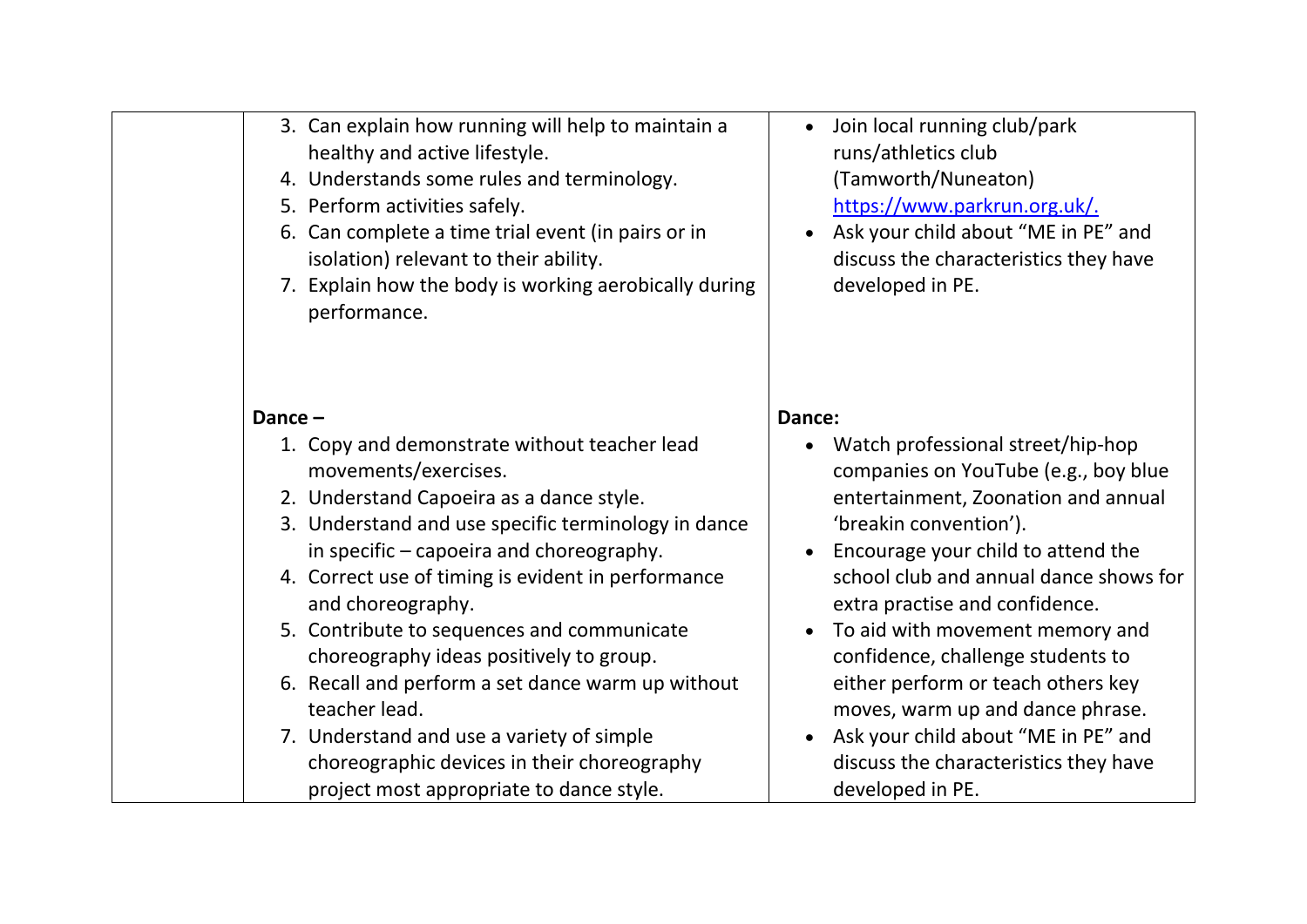| | | |
|---|---|---|
| | 3. Can explain how running will help to maintain a healthy and active lifestyle.<br>4. Understands some rules and terminology.<br>5. Perform activities safely.<br>6. Can complete a time trial event (in pairs or in isolation) relevant to their ability.<br>7. Explain how the body is working aerobically during performance. | • Join local running club/park runs/athletics club (Tamworth/Nuneaton) [https://www.parkrun.org.uk/.](https://www.parkrun.org.uk/)<br>• Ask your child about "ME in PE" and discuss the characteristics they have developed in PE. |
| | **Dance –**<br>1. Copy and demonstrate without teacher lead movements/exercises.<br>2. Understand Capoeira as a dance style.<br>3. Understand and use specific terminology in dance in specific – capoeira and choreography.<br>4. Correct use of timing is evident in performance and choreography.<br>5. Contribute to sequences and communicate choreography ideas positively to group.<br>6. Recall and perform a set dance warm up without teacher lead.<br>7. Understand and use a variety of simple choreographic devices in their choreography project most appropriate to dance style. | **Dance:**<br>• Watch professional street/hip-hop companies on YouTube (e.g., boy blue entertainment, Zoonation and annual 'breakin convention').<br>• Encourage your child to attend the school club and annual dance shows for extra practise and confidence.<br>• To aid with movement memory and confidence, challenge students to either perform or teach others key moves, warm up and dance phrase.<br>• Ask your child about "ME in PE" and discuss the characteristics they have developed in PE. |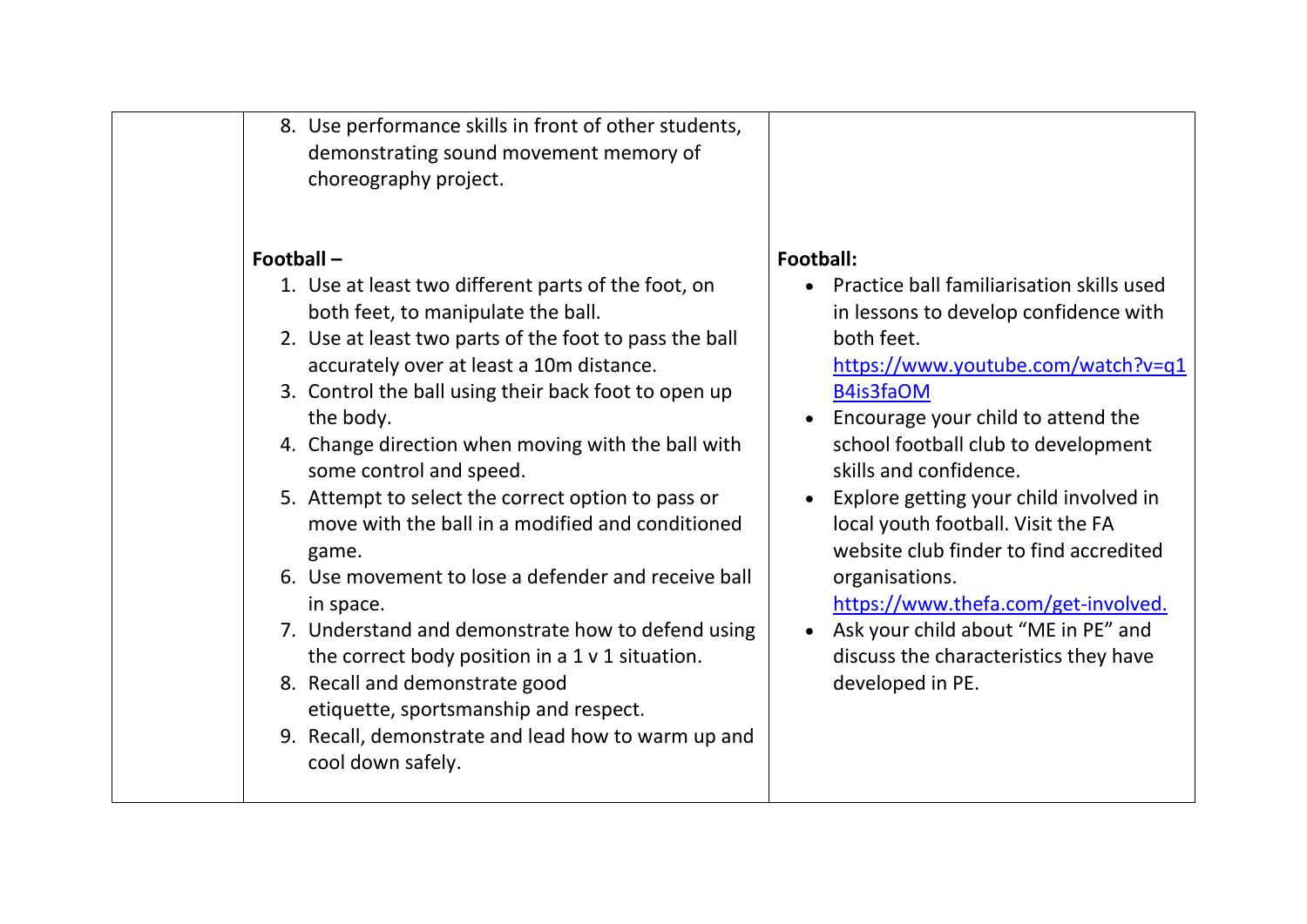| | | |
|---|---|---|
| | 8. Use performance skills in front of other students, demonstrating sound movement memory of choreography project.<br><br>**Football –**<br>1. Use at least two different parts of the foot, on both feet, to manipulate the ball.<br>2. Use at least two parts of the foot to pass the ball accurately over at least a 10m distance.<br>3. Control the ball using their back foot to open up the body.<br>4. Change direction when moving with the ball with some control and speed.<br>5. Attempt to select the correct option to pass or move with the ball in a modified and conditioned game.<br>6. Use movement to lose a defender and receive ball in space.<br>7. Understand and demonstrate how to defend using the correct body position in a 1 v 1 situation.<br>8. Recall and demonstrate good etiquette, sportsmanship and respect.<br>9. Recall, demonstrate and lead how to warm up and cool down safely. | <br><br><br><br>**Football:**<br>• Practice ball familiarisation skills used in lessons to develop confidence with both feet. https://www.youtube.com/watch?v=q1B4is3faOM<br>• Encourage your child to attend the school football club to development skills and confidence.<br>• Explore getting your child involved in local youth football. Visit the FA website club finder to find accredited organisations. https://www.thefa.com/get-involved.<br>• Ask your child about "ME in PE" and discuss the characteristics they have developed in PE. |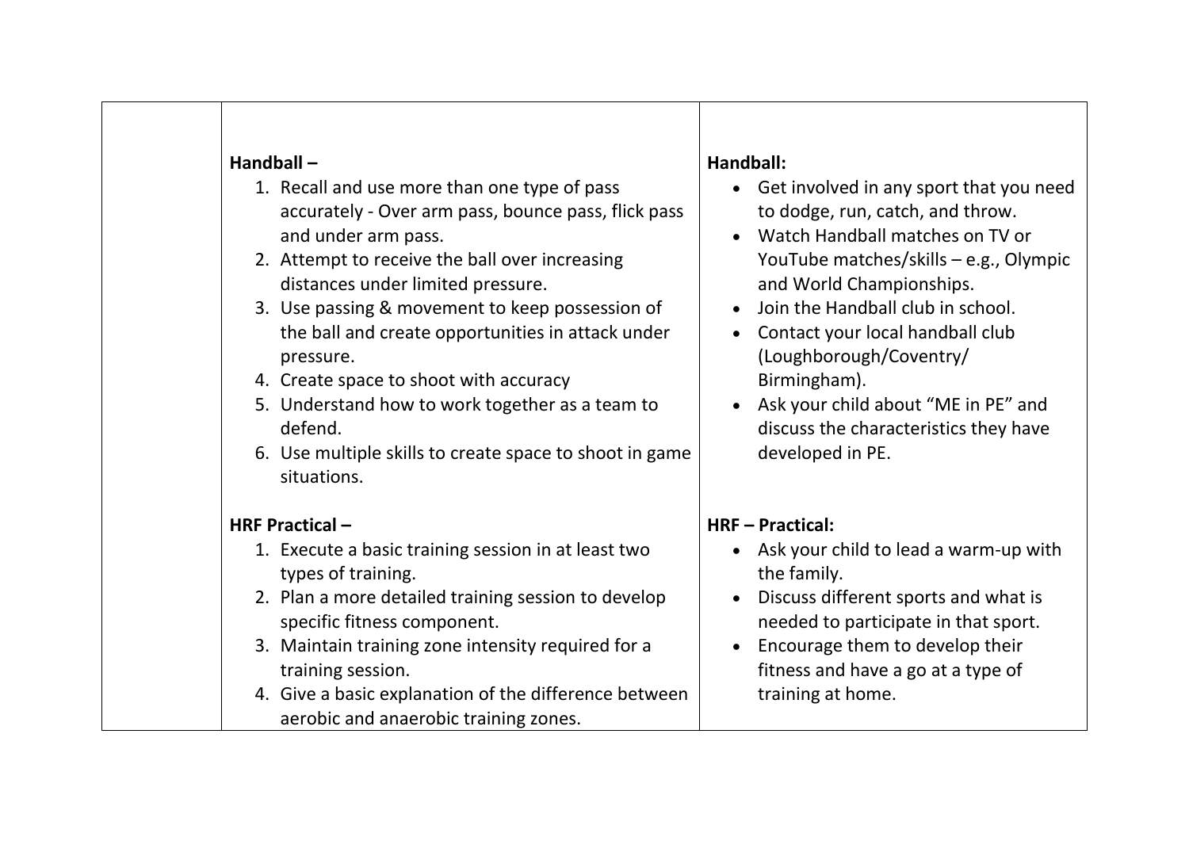| | | |
|---|---|---|
| | **Handball –**<br>1. Recall and use more than one type of pass accurately - Over arm pass, bounce pass, flick pass and under arm pass.<br>2. Attempt to receive the ball over increasing distances under limited pressure.<br>3. Use passing & movement to keep possession of the ball and create opportunities in attack under pressure.<br>4. Create space to shoot with accuracy<br>5. Understand how to work together as a team to defend.<br>6. Use multiple skills to create space to shoot in game situations.<br><br>**HRF Practical –**<br>1. Execute a basic training session in at least two types of training.<br>2. Plan a more detailed training session to develop specific fitness component.<br>3. Maintain training zone intensity required for a training session.<br>4. Give a basic explanation of the difference between aerobic and anaerobic training zones. | **Handball:**<br>• Get involved in any sport that you need to dodge, run, catch, and throw.<br>• Watch Handball matches on TV or YouTube matches/skills – e.g., Olympic and World Championships.<br>• Join the Handball club in school.<br>• Contact your local handball club (Loughborough/Coventry/ Birmingham).<br>• Ask your child about "ME in PE" and discuss the characteristics they have developed in PE.<br><br>**HRF – Practical:**<br>• Ask your child to lead a warm-up with the family.<br>• Discuss different sports and what is needed to participate in that sport.<br>• Encourage them to develop their fitness and have a go at a type of training at home. |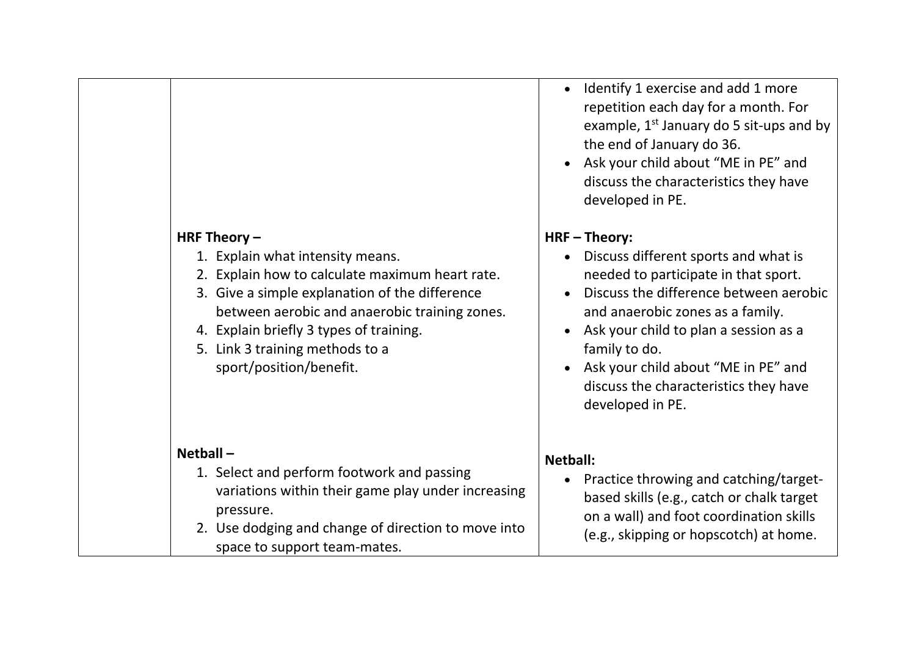| | | |
|---|---|---|
| | | • Identify 1 exercise and add 1 more repetition each day for a month. For example, 1st January do 5 sit-ups and by the end of January do 36.<br>• Ask your child about "ME in PE" and discuss the characteristics they have developed in PE. |
| | **HRF Theory –**<br>1. Explain what intensity means.<br>2. Explain how to calculate maximum heart rate.<br>3. Give a simple explanation of the difference between aerobic and anaerobic training zones.<br>4. Explain briefly 3 types of training.<br>5. Link 3 training methods to a sport/position/benefit. | **HRF – Theory:**<br>• Discuss different sports and what is needed to participate in that sport.<br>• Discuss the difference between aerobic and anaerobic zones as a family.<br>• Ask your child to plan a session as a family to do.<br>• Ask your child about "ME in PE" and discuss the characteristics they have developed in PE. |
| | **Netball –**<br>1. Select and perform footwork and passing variations within their game play under increasing pressure.<br>2. Use dodging and change of direction to move into space to support team-mates. | **Netball:**<br>• Practice throwing and catching/target-based skills (e.g., catch or chalk target on a wall) and foot coordination skills (e.g., skipping or hopscotch) at home. |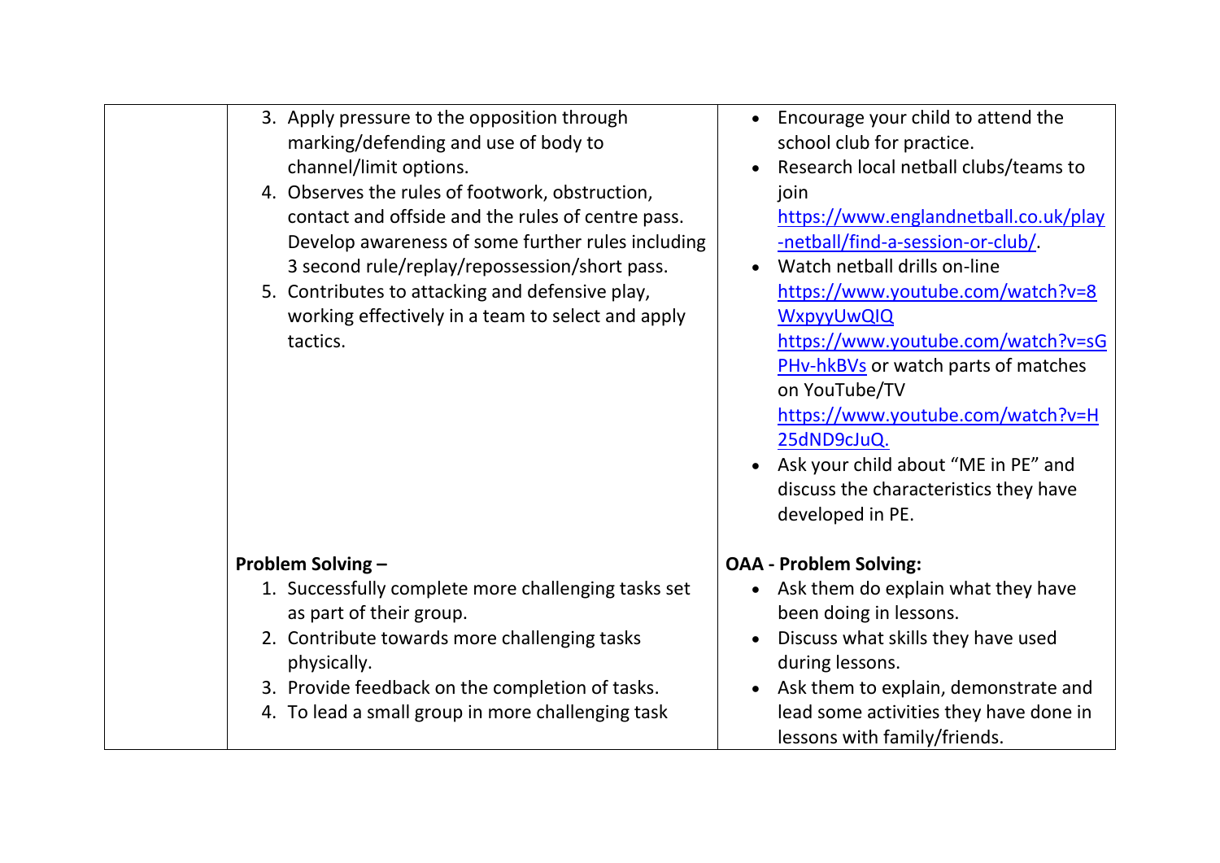| | | |
|---|---|---|
| | 3. Apply pressure to the opposition through marking/defending and use of body to channel/limit options.<br>4. Observes the rules of footwork, obstruction, contact and offside and the rules of centre pass. Develop awareness of some further rules including 3 second rule/replay/repossession/short pass.<br>5. Contributes to attacking and defensive play, working effectively in a team to select and apply tactics. | • Encourage your child to attend the school club for practice.<br>• Research local netball clubs/teams to join https://www.englandnetball.co.uk/play-netball/find-a-session-or-club/.<br>• Watch netball drills on-line https://www.youtube.com/watch?v=8WxpyyUwQIQ https://www.youtube.com/watch?v=sGPHv-hkBVs or watch parts of matches on YouTube/TV https://www.youtube.com/watch?v=H25dND9cJuQ.<br>• Ask your child about "ME in PE" and discuss the characteristics they have developed in PE. |
| | **Problem Solving –**<br>1. Successfully complete more challenging tasks set as part of their group.<br>2. Contribute towards more challenging tasks physically.<br>3. Provide feedback on the completion of tasks.<br>4. To lead a small group in more challenging task | **OAA - Problem Solving:**<br>• Ask them do explain what they have been doing in lessons.<br>• Discuss what skills they have used during lessons.<br>• Ask them to explain, demonstrate and lead some activities they have done in lessons with family/friends. |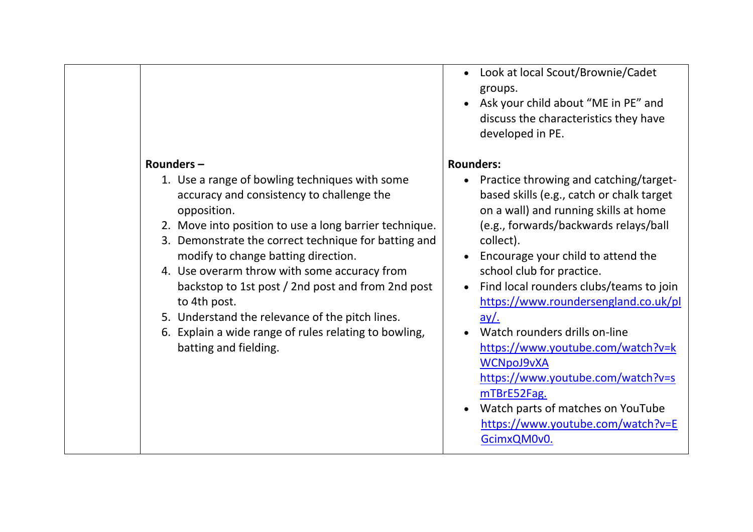| | | |
|---|---|---|
| | | <ul><li>Look at local Scout/Brownie/Cadet groups.</li><li>Ask your child about "ME in PE" and discuss the characteristics they have developed in PE.</li></ul> |
| | **Rounders –**<ol><li>Use a range of bowling techniques with some accuracy and consistency to challenge the opposition.</li><li>Move into position to use a long barrier technique.</li><li>Demonstrate the correct technique for batting and modify to change batting direction.</li><li>Use overarm throw with some accuracy from backstop to 1st post / 2nd post and from 2nd post to 4th post.</li><li>Understand the relevance of the pitch lines.</li><li>Explain a wide range of rules relating to bowling, batting and fielding.</li></ol> | **Rounders:**<ul><li>Practice throwing and catching/target-based skills (e.g., catch or chalk target on a wall) and running skills at home (e.g., forwards/backwards relays/ball collect).</li><li>Encourage your child to attend the school club for practice.</li><li>Find local rounders clubs/teams to join https://www.roundersengland.co.uk/play/.</li><li>Watch rounders drills on-line https://www.youtube.com/watch?v=kWCNpoJ9vXA https://www.youtube.com/watch?v=smTBrE52Fag.</li><li>Watch parts of matches on YouTube https://www.youtube.com/watch?v=EGcimxQM0v0.</li></ul> |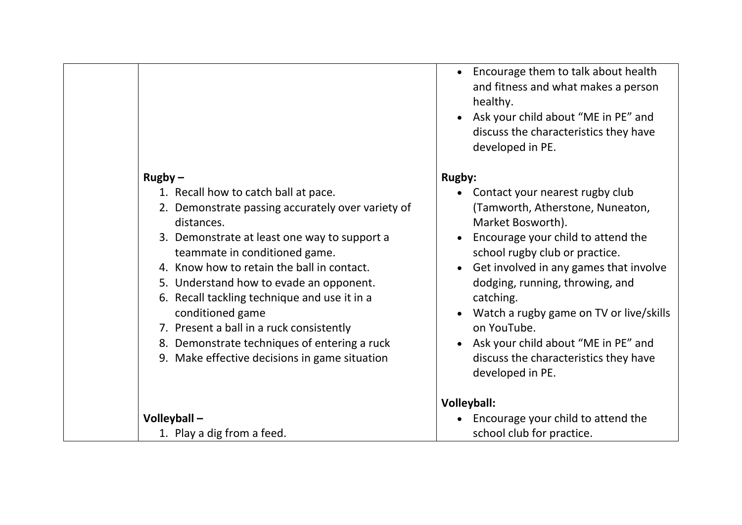| | | |
|---|---|---|
| | | • Encourage them to talk about health and fitness and what makes a person healthy.<br>• Ask your child about "ME in PE" and discuss the characteristics they have developed in PE. |
| | **Rugby –**<br>1. Recall how to catch ball at pace.<br>2. Demonstrate passing accurately over variety of distances.<br>3. Demonstrate at least one way to support a teammate in conditioned game.<br>4. Know how to retain the ball in contact.<br>5. Understand how to evade an opponent.<br>6. Recall tackling technique and use it in a conditioned game<br>7. Present a ball in a ruck consistently<br>8. Demonstrate techniques of entering a ruck<br>9. Make effective decisions in game situation | **Rugby:**<br>• Contact your nearest rugby club (Tamworth, Atherstone, Nuneaton, Market Bosworth).<br>• Encourage your child to attend the school rugby club or practice.<br>• Get involved in any games that involve dodging, running, throwing, and catching.<br>• Watch a rugby game on TV or live/skills on YouTube.<br>• Ask your child about "ME in PE" and discuss the characteristics they have developed in PE. |
| | **Volleyball –**<br>1. Play a dig from a feed. | **Volleyball:**<br>• Encourage your child to attend the school club for practice. |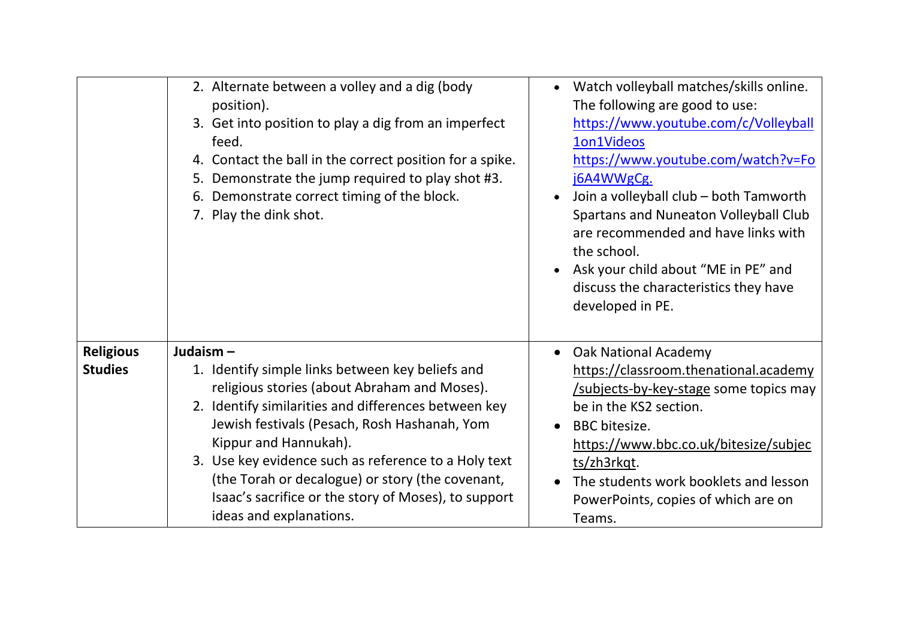| | | |
|---|---|---|
| | 2. Alternate between a volley and a dig (body position).<br>3. Get into position to play a dig from an imperfect feed.<br>4. Contact the ball in the correct position for a spike.<br>5. Demonstrate the jump required to play shot #3.<br>6. Demonstrate correct timing of the block.<br>7. Play the dink shot. | • Watch volleyball matches/skills online. The following are good to use: https://www.youtube.com/c/Volleyball1on1Videos https://www.youtube.com/watch?v=Foj6A4WWgCg.<br>• Join a volleyball club – both Tamworth Spartans and Nuneaton Volleyball Club are recommended and have links with the school.<br>• Ask your child about "ME in PE" and discuss the characteristics they have developed in PE. |
| **Religious Studies** | **Judaism –**<br>1. Identify simple links between key beliefs and religious stories (about Abraham and Moses).<br>2. Identify similarities and differences between key Jewish festivals (Pesach, Rosh Hashanah, Yom Kippur and Hannukah).<br>3. Use key evidence such as reference to a Holy text (the Torah or decalogue) or story (the covenant, Isaac's sacrifice or the story of Moses), to support ideas and explanations. | • Oak National Academy https://classroom.thenational.academy/subjects-by-key-stage some topics may be in the KS2 section.<br>• BBC bitesize. https://www.bbc.co.uk/bitesize/subjects/zh3rkqt.<br>• The students work booklets and lesson PowerPoints, copies of which are on Teams. |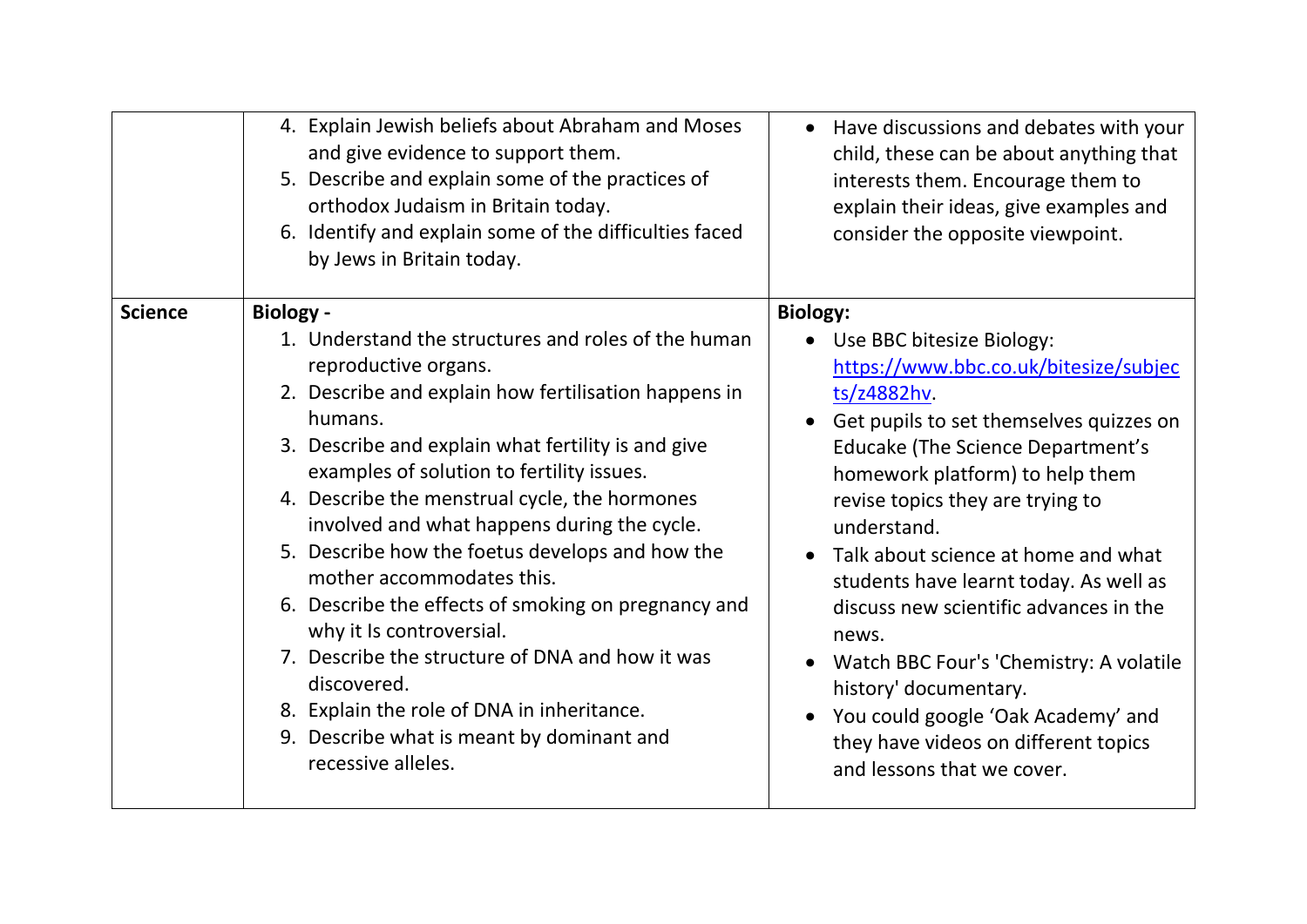|  |  |  |
|---|---|---|
|  | 4. Explain Jewish beliefs about Abraham and Moses and give evidence to support them.<br>5. Describe and explain some of the practices of orthodox Judaism in Britain today.<br>6. Identify and explain some of the difficulties faced by Jews in Britain today. | • Have discussions and debates with your child, these can be about anything that interests them. Encourage them to explain their ideas, give examples and consider the opposite viewpoint. |
| **Science** | **Biology -**<br>1. Understand the structures and roles of the human reproductive organs.<br>2. Describe and explain how fertilisation happens in humans.<br>3. Describe and explain what fertility is and give examples of solution to fertility issues.<br>4. Describe the menstrual cycle, the hormones involved and what happens during the cycle.<br>5. Describe how the foetus develops and how the mother accommodates this.<br>6. Describe the effects of smoking on pregnancy and why it Is controversial.<br>7. Describe the structure of DNA and how it was discovered.<br>8. Explain the role of DNA in inheritance.<br>9. Describe what is meant by dominant and recessive alleles. | **Biology:**<br>• Use BBC bitesize Biology: https://www.bbc.co.uk/bitesize/subjects/z4882hv.<br>• Get pupils to set themselves quizzes on Educake (The Science Department's homework platform) to help them revise topics they are trying to understand.<br>• Talk about science at home and what students have learnt today. As well as discuss new scientific advances in the news.<br>• Watch BBC Four's 'Chemistry: A volatile history' documentary.<br>• You could google 'Oak Academy' and they have videos on different topics and lessons that we cover. |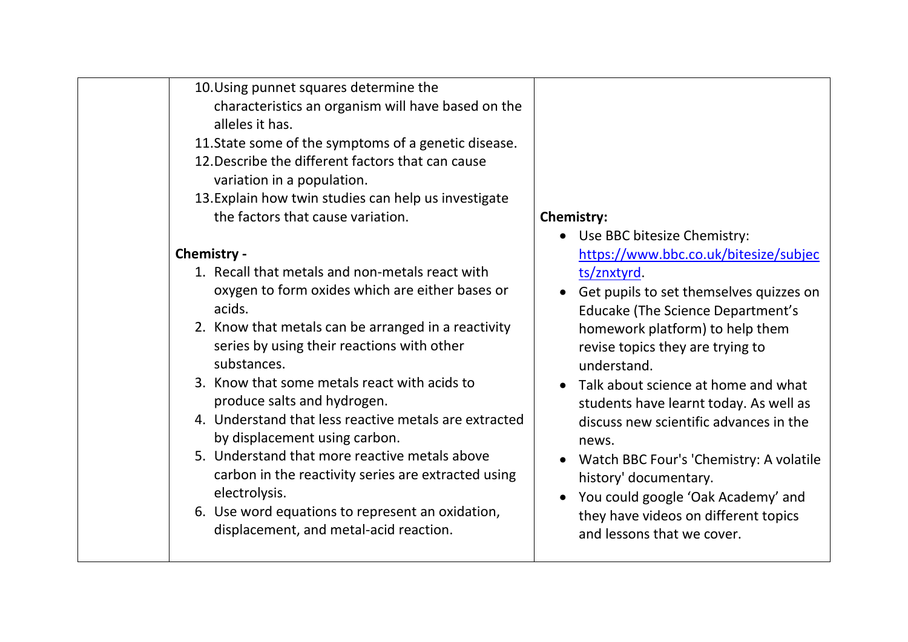| | | |
|---|---|---|
| | 10. Using punnet squares determine the characteristics an organism will have based on the alleles it has.<br>11. State some of the symptoms of a genetic disease.<br>12. Describe the different factors that can cause variation in a population.<br>13. Explain how twin studies can help us investigate the factors that cause variation.<br><br>**Chemistry -**<br>1. Recall that metals and non-metals react with oxygen to form oxides which are either bases or acids.<br>2. Know that metals can be arranged in a reactivity series by using their reactions with other substances.<br>3. Know that some metals react with acids to produce salts and hydrogen.<br>4. Understand that less reactive metals are extracted by displacement using carbon.<br>5. Understand that more reactive metals above carbon in the reactivity series are extracted using electrolysis.<br>6. Use word equations to represent an oxidation, displacement, and metal-acid reaction. | **Chemistry:**<br>• Use BBC bitesize Chemistry: [https://www.bbc.co.uk/bitesize/subjects/znxtyrd](https://www.bbc.co.uk/bitesize/subjects/znxtyrd).<br>• Get pupils to set themselves quizzes on Educake (The Science Department's homework platform) to help them revise topics they are trying to understand.<br>• Talk about science at home and what students have learnt today. As well as discuss new scientific advances in the news.<br>• Watch BBC Four's 'Chemistry: A volatile history' documentary.<br>• You could google 'Oak Academy' and they have videos on different topics and lessons that we cover. |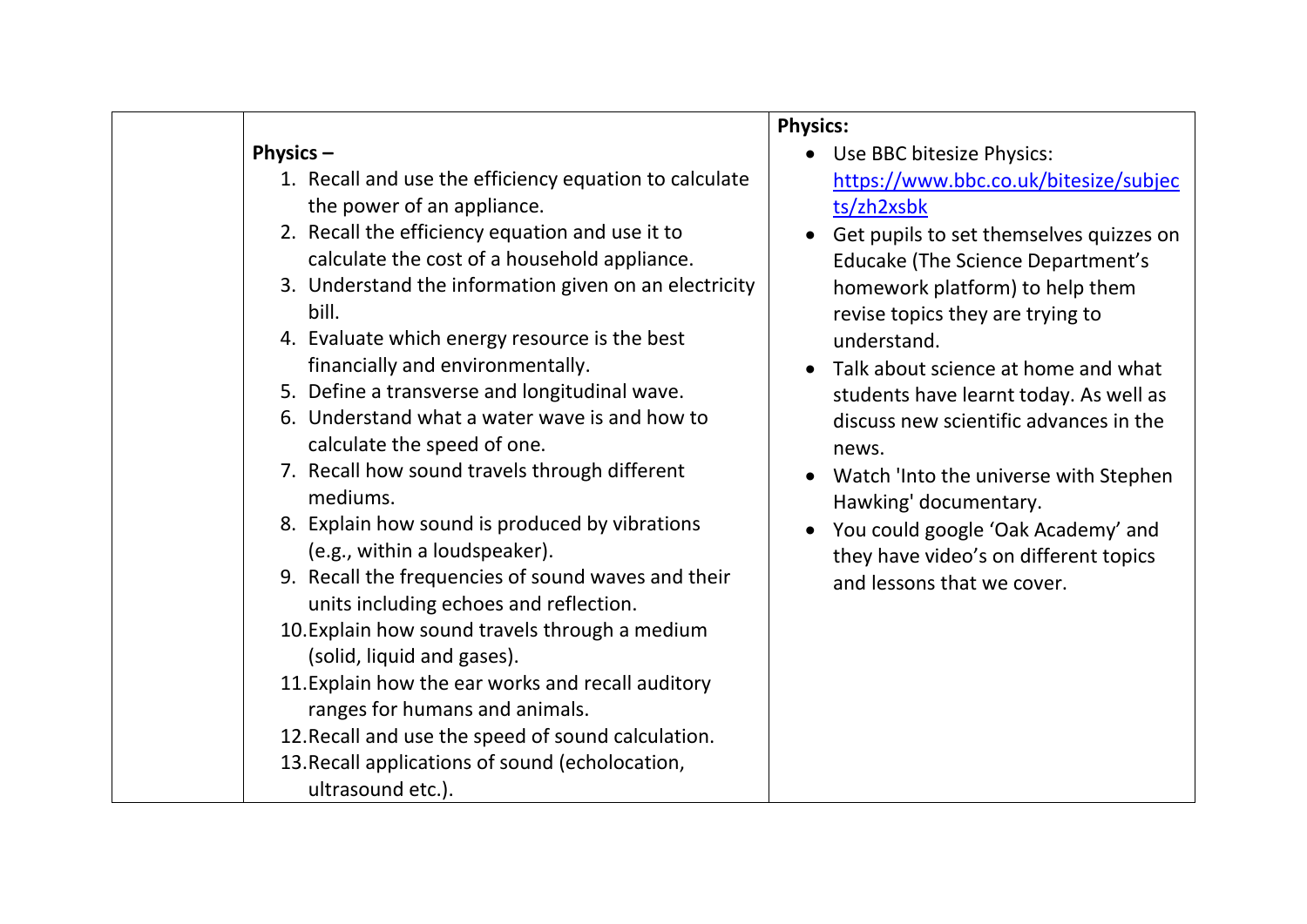| | | |
|---|---|---|
| | **Physics –**<br>1. Recall and use the efficiency equation to calculate the power of an appliance.<br>2. Recall the efficiency equation and use it to calculate the cost of a household appliance.<br>3. Understand the information given on an electricity bill.<br>4. Evaluate which energy resource is the best financially and environmentally.<br>5. Define a transverse and longitudinal wave.<br>6. Understand what a water wave is and how to calculate the speed of one.<br>7. Recall how sound travels through different mediums.<br>8. Explain how sound is produced by vibrations (e.g., within a loudspeaker).<br>9. Recall the frequencies of sound waves and their units including echoes and reflection.<br>10. Explain how sound travels through a medium (solid, liquid and gases).<br>11. Explain how the ear works and recall auditory ranges for humans and animals.<br>12. Recall and use the speed of sound calculation.<br>13. Recall applications of sound (echolocation, ultrasound etc.). | **Physics:**<br>• Use BBC bitesize Physics: https://www.bbc.co.uk/bitesize/subjects/zh2xsbk<br>• Get pupils to set themselves quizzes on Educake (The Science Department's homework platform) to help them revise topics they are trying to understand.<br>• Talk about science at home and what students have learnt today. As well as discuss new scientific advances in the news.<br>• Watch 'Into the universe with Stephen Hawking' documentary.<br>• You could google 'Oak Academy' and they have video's on different topics and lessons that we cover. |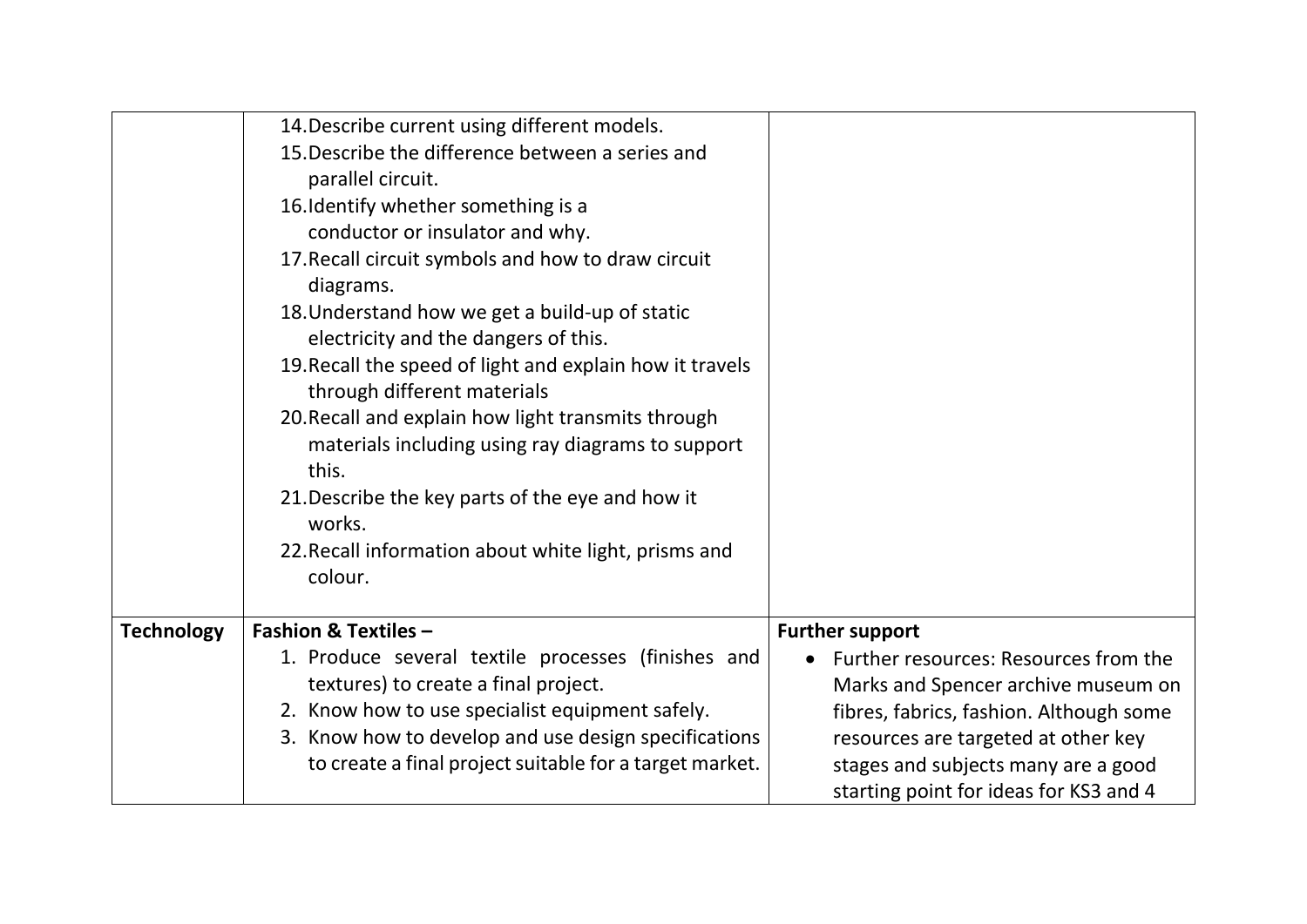| | | |
|---|---|---|
| | 14. Describe current using different models.<br>15. Describe the difference between a series and parallel circuit.<br>16. Identify whether something is a conductor or insulator and why.<br>17. Recall circuit symbols and how to draw circuit diagrams.<br>18. Understand how we get a build-up of static electricity and the dangers of this.<br>19. Recall the speed of light and explain how it travels through different materials<br>20. Recall and explain how light transmits through materials including using ray diagrams to support this.<br>21. Describe the key parts of the eye and how it works.<br>22. Recall information about white light, prisms and colour. | |
| **Technology** | **Fashion & Textiles –**<br>1. Produce several textile processes (finishes and textures) to create a final project.<br>2. Know how to use specialist equipment safely.<br>3. Know how to develop and use design specifications to create a final project suitable for a target market. | **Further support**<br>• Further resources: Resources from the Marks and Spencer archive museum on fibres, fabrics, fashion. Although some resources are targeted at other key stages and subjects many are a good starting point for ideas for KS3 and 4 |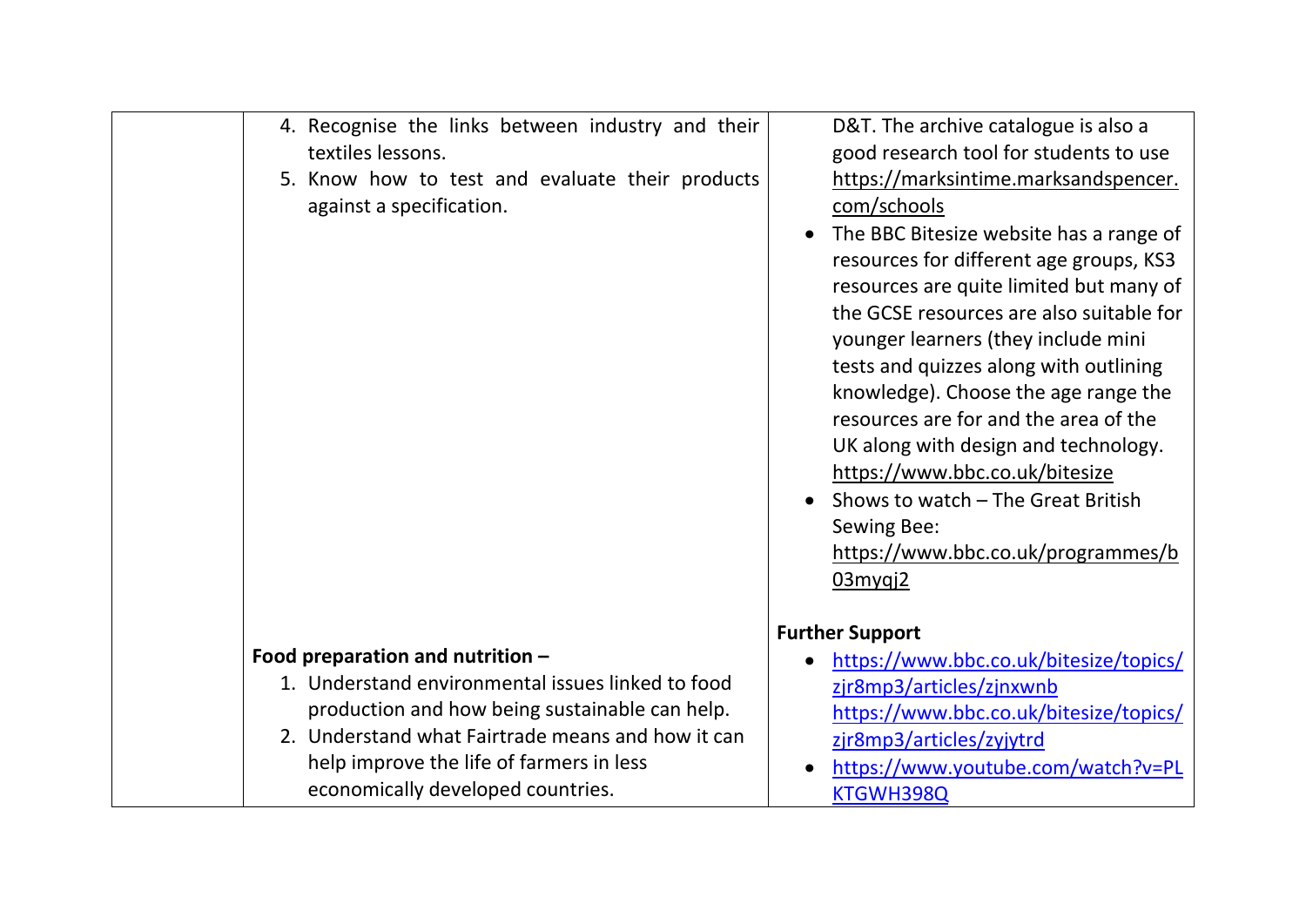| | | |
|---|---|---|
| | 4. Recognise the links between industry and their textiles lessons.<br>5. Know how to test and evaluate their products against a specification.<br><br>**Food preparation and nutrition –**<br>1. Understand environmental issues linked to food production and how being sustainable can help.<br>2. Understand what Fairtrade means and how it can help improve the life of farmers in less economically developed countries. | D&T. The archive catalogue is also a good research tool for students to use https://marksintime.marksandspencer.com/schools<br>• The BBC Bitesize website has a range of resources for different age groups, KS3 resources are quite limited but many of the GCSE resources are also suitable for younger learners (they include mini tests and quizzes along with outlining knowledge). Choose the age range the resources are for and the area of the UK along with design and technology. https://www.bbc.co.uk/bitesize<br>• Shows to watch – The Great British Sewing Bee: https://www.bbc.co.uk/programmes/b03myqj2<br><br>**Further Support**<br>• https://www.bbc.co.uk/bitesize/topics/zjr8mp3/articles/zjnxwnb https://www.bbc.co.uk/bitesize/topics/zjr8mp3/articles/zyjytrd<br>• https://www.youtube.com/watch?v=PLKTGWH398Q |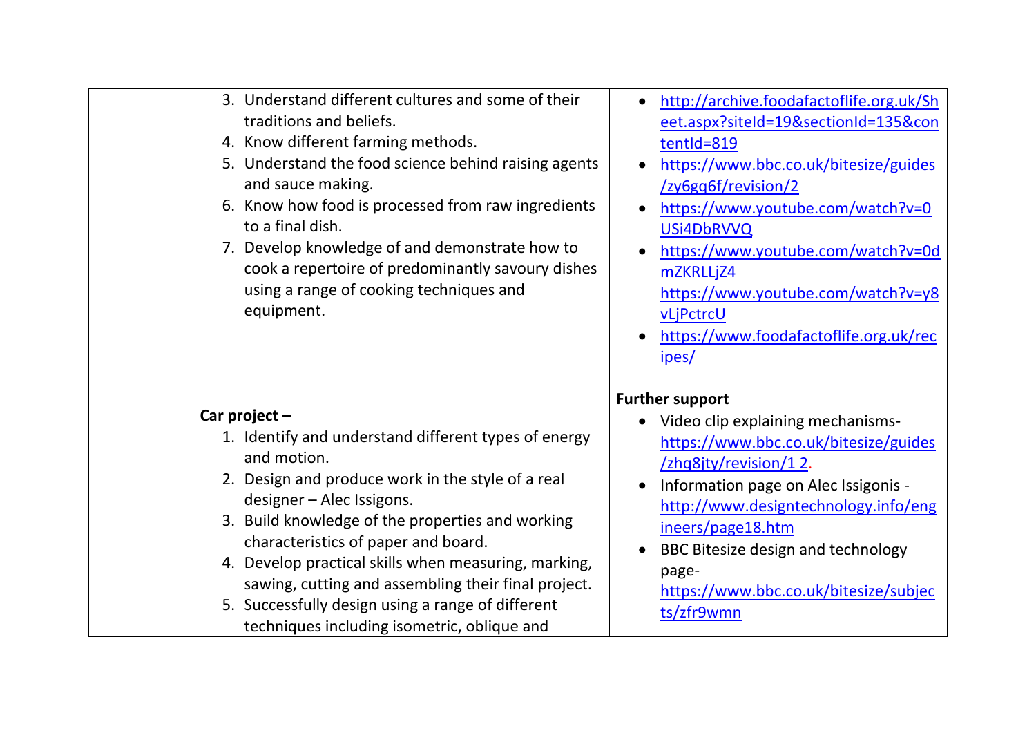| | | |
|---|---|---|
| | 3. Understand different cultures and some of their traditions and beliefs.<br>4. Know different farming methods.<br>5. Understand the food science behind raising agents and sauce making.<br>6. Know how food is processed from raw ingredients to a final dish.<br>7. Develop knowledge of and demonstrate how to cook a repertoire of predominantly savoury dishes using a range of cooking techniques and equipment.<br><br>**Car project –**<br>1. Identify and understand different types of energy and motion.<br>2. Design and produce work in the style of a real designer – Alec Issigons.<br>3. Build knowledge of the properties and working characteristics of paper and board.<br>4. Develop practical skills when measuring, marking, sawing, cutting and assembling their final project.<br>5. Successfully design using a range of different techniques including isometric, oblique and | • http://archive.foodafactoflife.org.uk/Sheet.aspx?siteId=19&sectionId=135&contentId=819<br>• https://www.bbc.co.uk/bitesize/guides/zy6gq6f/revision/2<br>• https://www.youtube.com/watch?v=0USi4DbRVVQ<br>• https://www.youtube.com/watch?v=0dmZKRLLjZ4 https://www.youtube.com/watch?v=y8vLjPctrcU<br>• https://www.foodafactoflife.org.uk/recipes/<br><br>**Further support**<br>• Video clip explaining mechanisms- https://www.bbc.co.uk/bitesize/guides/zhq8jty/revision/1 2.<br>• Information page on Alec Issigonis - http://www.designtechnology.info/engineers/page18.htm<br>• BBC Bitesize design and technology page- https://www.bbc.co.uk/bitesize/subjects/zfr9wmn |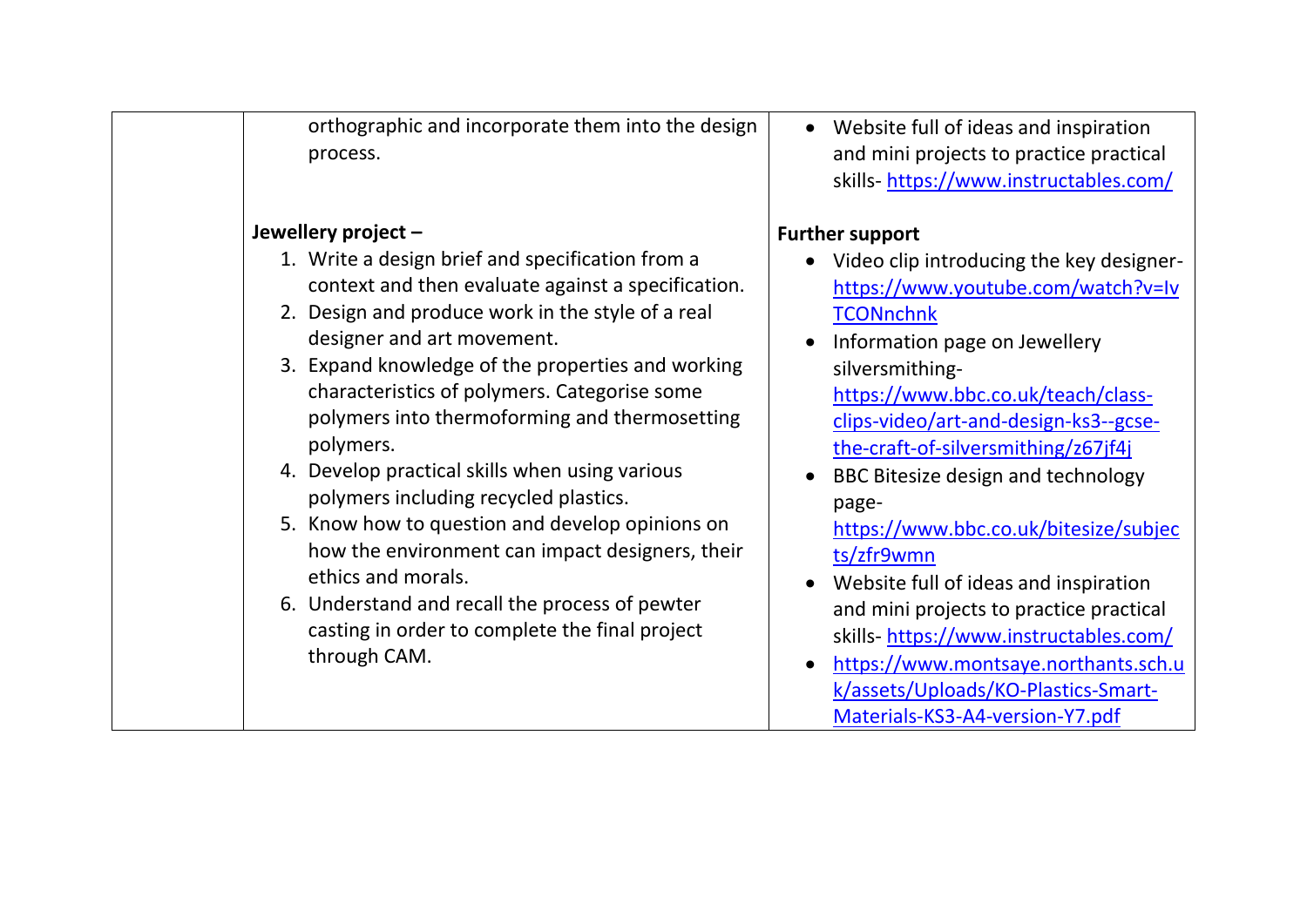| | | |
|---|---|---|
| | orthographic and incorporate them into the design process.<br><br>**Jewellery project –**<br>1. Write a design brief and specification from a context and then evaluate against a specification.<br>2. Design and produce work in the style of a real designer and art movement.<br>3. Expand knowledge of the properties and working characteristics of polymers. Categorise some polymers into thermoforming and thermosetting polymers.<br>4. Develop practical skills when using various polymers including recycled plastics.<br>5. Know how to question and develop opinions on how the environment can impact designers, their ethics and morals.<br>6. Understand and recall the process of pewter casting in order to complete the final project through CAM. | • Website full of ideas and inspiration and mini projects to practice practical skills- https://www.instructables.com/<br><br>**Further support**<br>• Video clip introducing the key designer- https://www.youtube.com/watch?v=IvTCONnchnk<br>• Information page on Jewellery silversmithing- https://www.bbc.co.uk/teach/class-clips-video/art-and-design-ks3--gcse-the-craft-of-silversmithing/z67jf4j<br>• BBC Bitesize design and technology page- https://www.bbc.co.uk/bitesize/subjects/zfr9wmn<br>• Website full of ideas and inspiration and mini projects to practice practical skills- https://www.instructables.com/<br>• https://www.montsaye.northants.sch.uk/assets/Uploads/KO-Plastics-Smart-Materials-KS3-A4-version-Y7.pdf |